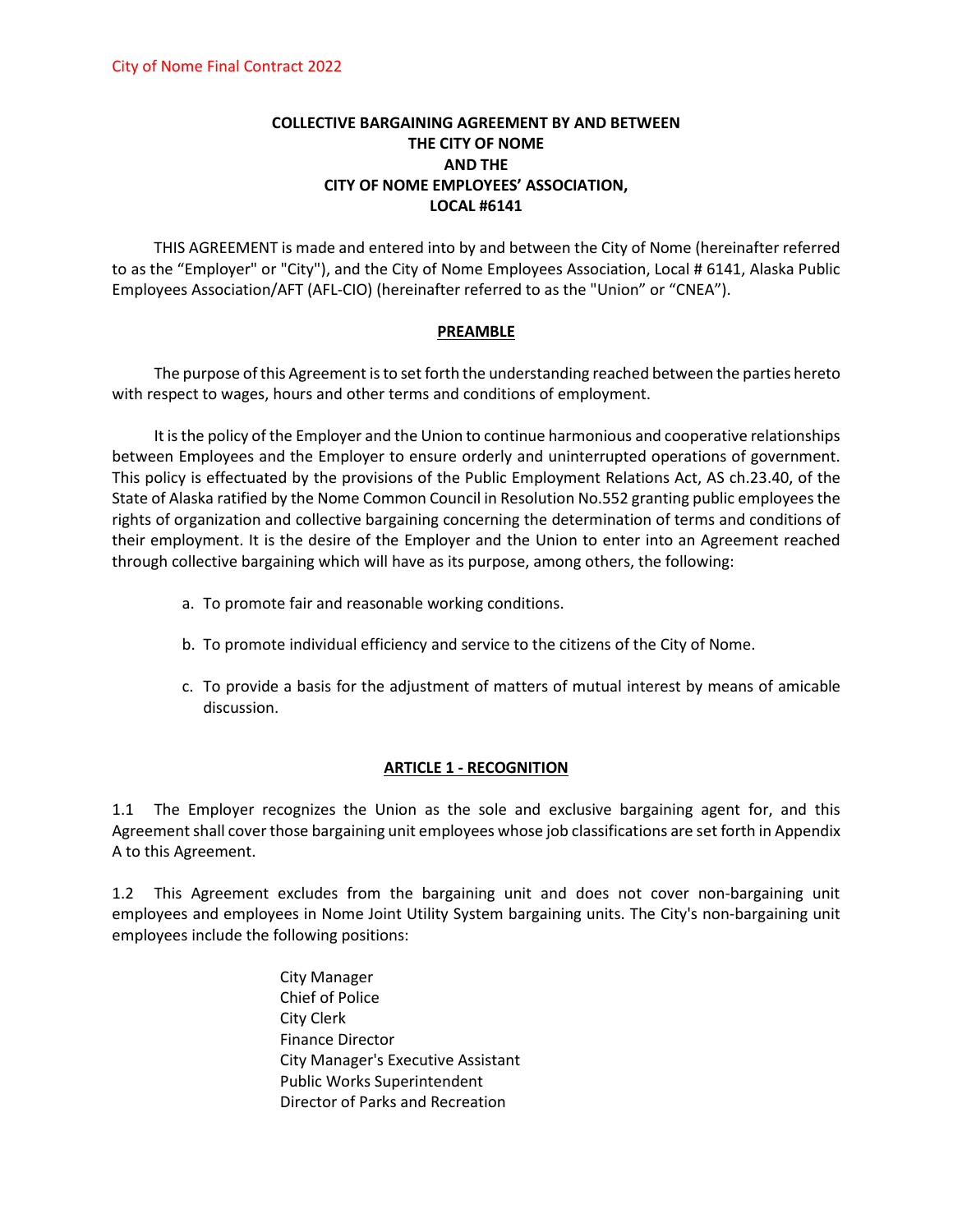City of Nome Final Contract 2022

# COLLECTIVE BARGAINING AGREEMENT BY AND BETWEEN THE CITY OF NOME AND THE CITY OF NOME EMPLOYEES' ASSOCIATION, LOCAL #6141

THIS AGREEMENT is made and entered into by and between the City of Nome (hereinafter referred to as the "Employer" or "City"), and the City of Nome Employees Association, Local # 6141, Alaska Public Employees Association/AFT (AFL-CIO) (hereinafter referred to as the "Union" or "CNEA").

## PREAMBLE

The purpose of this Agreement is to set forth the understanding reached between the parties hereto with respect to wages, hours and other terms and conditions of employment.

It is the policy of the Employer and the Union to continue harmonious and cooperative relationships between Employees and the Employer to ensure orderly and uninterrupted operations of government. This policy is effectuated by the provisions of the Public Employment Relations Act, AS ch.23.40, of the State of Alaska ratified by the Nome Common Council in Resolution No.552 granting public employees the rights of organization and collective bargaining concerning the determination of terms and conditions of their employment. It is the desire of the Employer and the Union to enter into an Agreement reached through collective bargaining which will have as its purpose, among others, the following:

a. To promote fair and reasonable working conditions.

b. To promote individual efficiency and service to the citizens of the City of Nome.

c. To provide a basis for the adjustment of matters of mutual interest by means of amicable discussion.

## ARTICLE 1 - RECOGNITION

1.1 The Employer recognizes the Union as the sole and exclusive bargaining agent for, and this Agreement shall cover those bargaining unit employees whose job classifications are set forth in Appendix A to this Agreement.

1.2 This Agreement excludes from the bargaining unit and does not cover non-bargaining unit employees and employees in Nome Joint Utility System bargaining units. The City's non-bargaining unit employees include the following positions:

- City Manager
- Chief of Police
- City Clerk
- Finance Director
- City Manager's Executive Assistant
- Public Works Superintendent
- Director of Parks and Recreation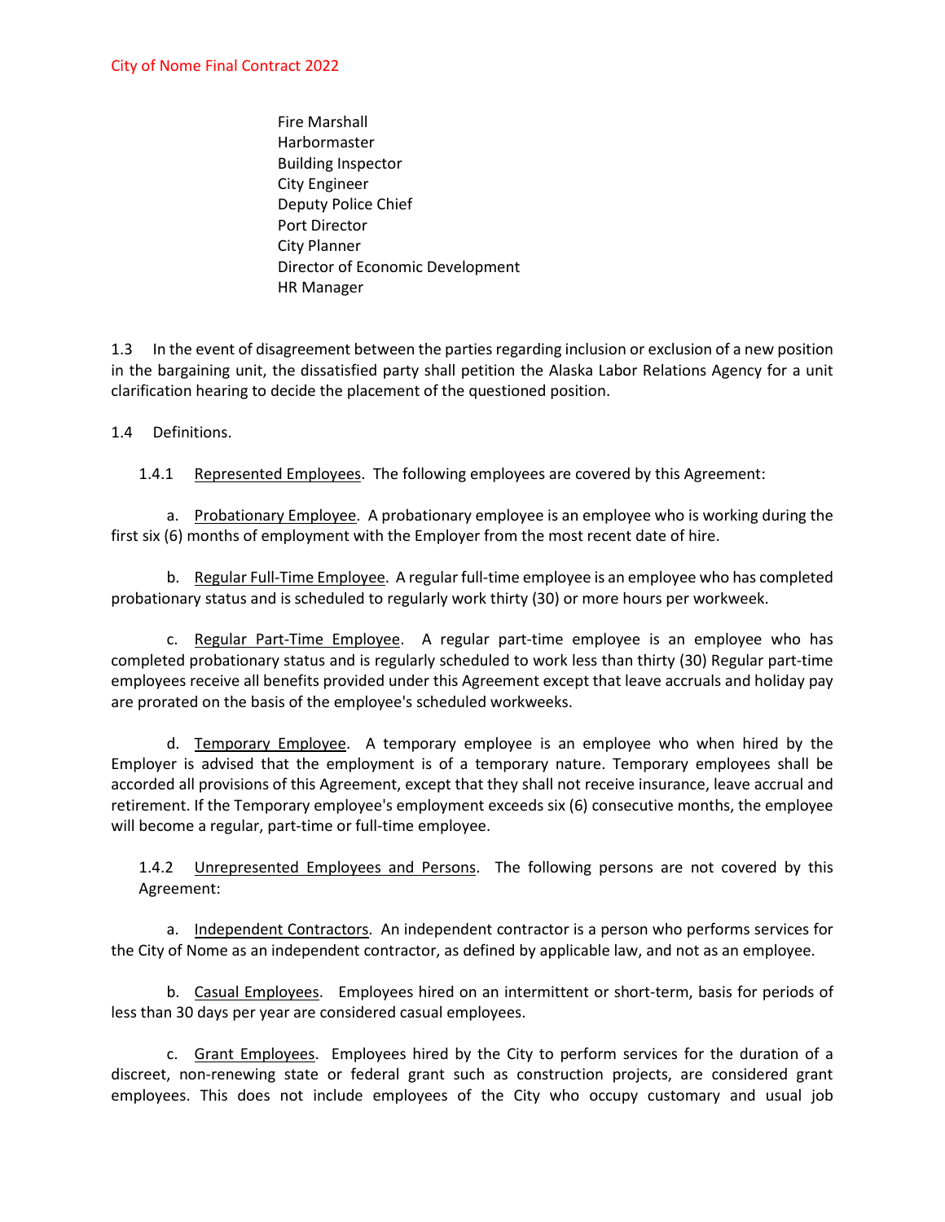Fire Marshall
Harbormaster
Building Inspector
City Engineer
Deputy Police Chief
Port Director
City Planner
Director of Economic Development
HR Manager

1.3 In the event of disagreement between the parties regarding inclusion or exclusion of a new position in the bargaining unit, the dissatisfied party shall petition the Alaska Labor Relations Agency for a unit clarification hearing to decide the placement of the questioned position.

1.4 Definitions.

1.4.1 Represented Employees. The following employees are covered by this Agreement:

a. Probationary Employee. A probationary employee is an employee who is working during the first six (6) months of employment with the Employer from the most recent date of hire.

b. Regular Full-Time Employee. A regular full-time employee is an employee who has completed probationary status and is scheduled to regularly work thirty (30) or more hours per workweek.

c. Regular Part-Time Employee. A regular part-time employee is an employee who has completed probationary status and is regularly scheduled to work less than thirty (30) Regular part-time employees receive all benefits provided under this Agreement except that leave accruals and holiday pay are prorated on the basis of the employee's scheduled workweeks.

d. Temporary Employee. A temporary employee is an employee who when hired by the Employer is advised that the employment is of a temporary nature. Temporary employees shall be accorded all provisions of this Agreement, except that they shall not receive insurance, leave accrual and retirement. If the Temporary employee's employment exceeds six (6) consecutive months, the employee will become a regular, part-time or full-time employee.

1.4.2 Unrepresented Employees and Persons. The following persons are not covered by this Agreement:

a. Independent Contractors. An independent contractor is a person who performs services for the City of Nome as an independent contractor, as defined by applicable law, and not as an employee.

b. Casual Employees. Employees hired on an intermittent or short-term, basis for periods of less than 30 days per year are considered casual employees.

c. Grant Employees. Employees hired by the City to perform services for the duration of a discreet, non-renewing state or federal grant such as construction projects, are considered grant employees. This does not include employees of the City who occupy customary and usual job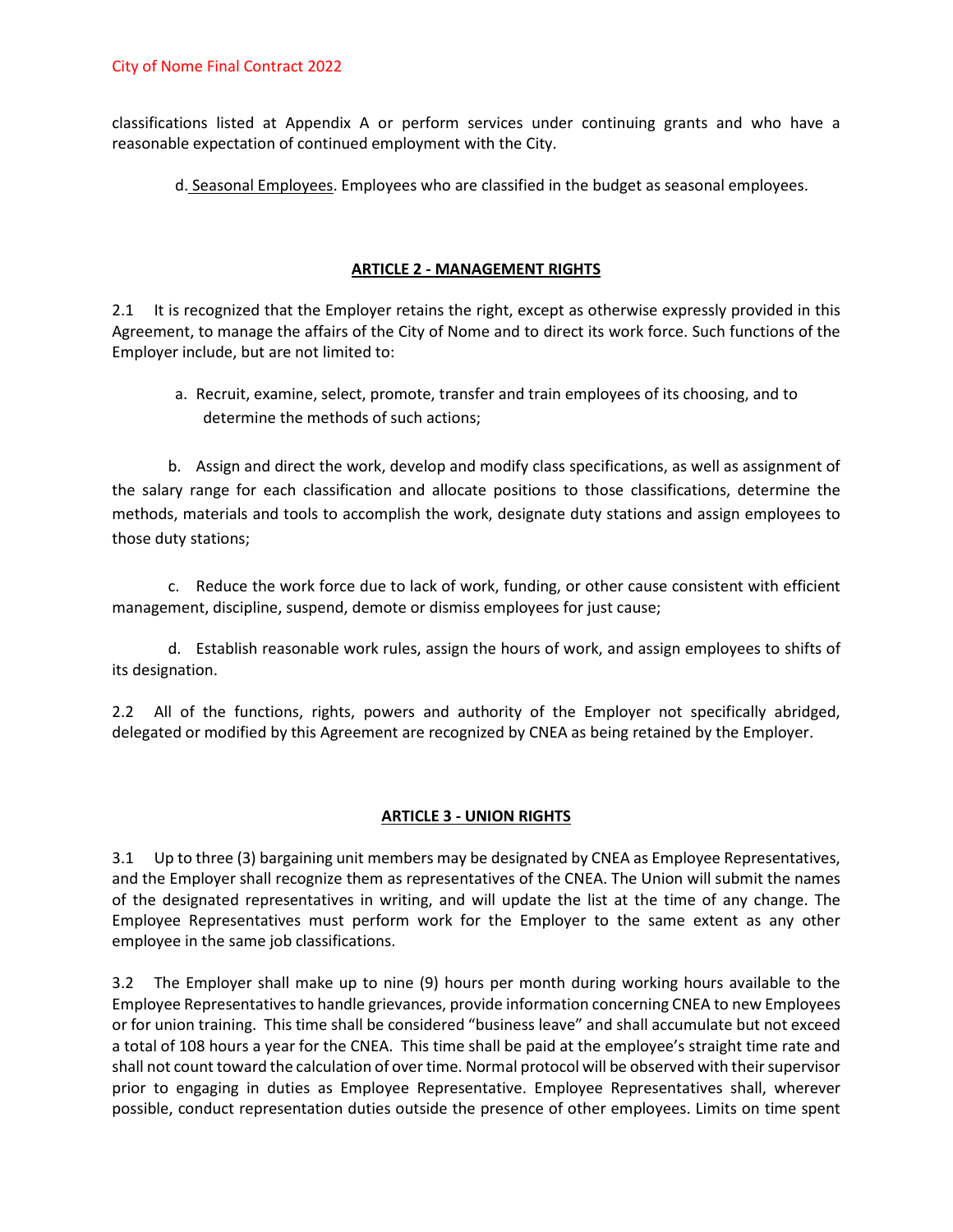classifications listed at Appendix A or perform services under continuing grants and who have a reasonable expectation of continued employment with the City.

d. Seasonal Employees. Employees who are classified in the budget as seasonal employees.

## ARTICLE 2 - MANAGEMENT RIGHTS

2.1 It is recognized that the Employer retains the right, except as otherwise expressly provided in this Agreement, to manage the affairs of the City of Nome and to direct its work force. Such functions of the Employer include, but are not limited to:

a. Recruit, examine, select, promote, transfer and train employees of its choosing, and to determine the methods of such actions;

b. Assign and direct the work, develop and modify class specifications, as well as assignment of the salary range for each classification and allocate positions to those classifications, determine the methods, materials and tools to accomplish the work, designate duty stations and assign employees to those duty stations;

c. Reduce the work force due to lack of work, funding, or other cause consistent with efficient management, discipline, suspend, demote or dismiss employees for just cause;

d. Establish reasonable work rules, assign the hours of work, and assign employees to shifts of its designation.

2.2 All of the functions, rights, powers and authority of the Employer not specifically abridged, delegated or modified by this Agreement are recognized by CNEA as being retained by the Employer.

## ARTICLE 3 - UNION RIGHTS

3.1 Up to three (3) bargaining unit members may be designated by CNEA as Employee Representatives, and the Employer shall recognize them as representatives of the CNEA. The Union will submit the names of the designated representatives in writing, and will update the list at the time of any change. The Employee Representatives must perform work for the Employer to the same extent as any other employee in the same job classifications.

3.2 The Employer shall make up to nine (9) hours per month during working hours available to the Employee Representatives to handle grievances, provide information concerning CNEA to new Employees or for union training. This time shall be considered "business leave" and shall accumulate but not exceed a total of 108 hours a year for the CNEA. This time shall be paid at the employee's straight time rate and shall not count toward the calculation of over time. Normal protocol will be observed with their supervisor prior to engaging in duties as Employee Representative. Employee Representatives shall, wherever possible, conduct representation duties outside the presence of other employees. Limits on time spent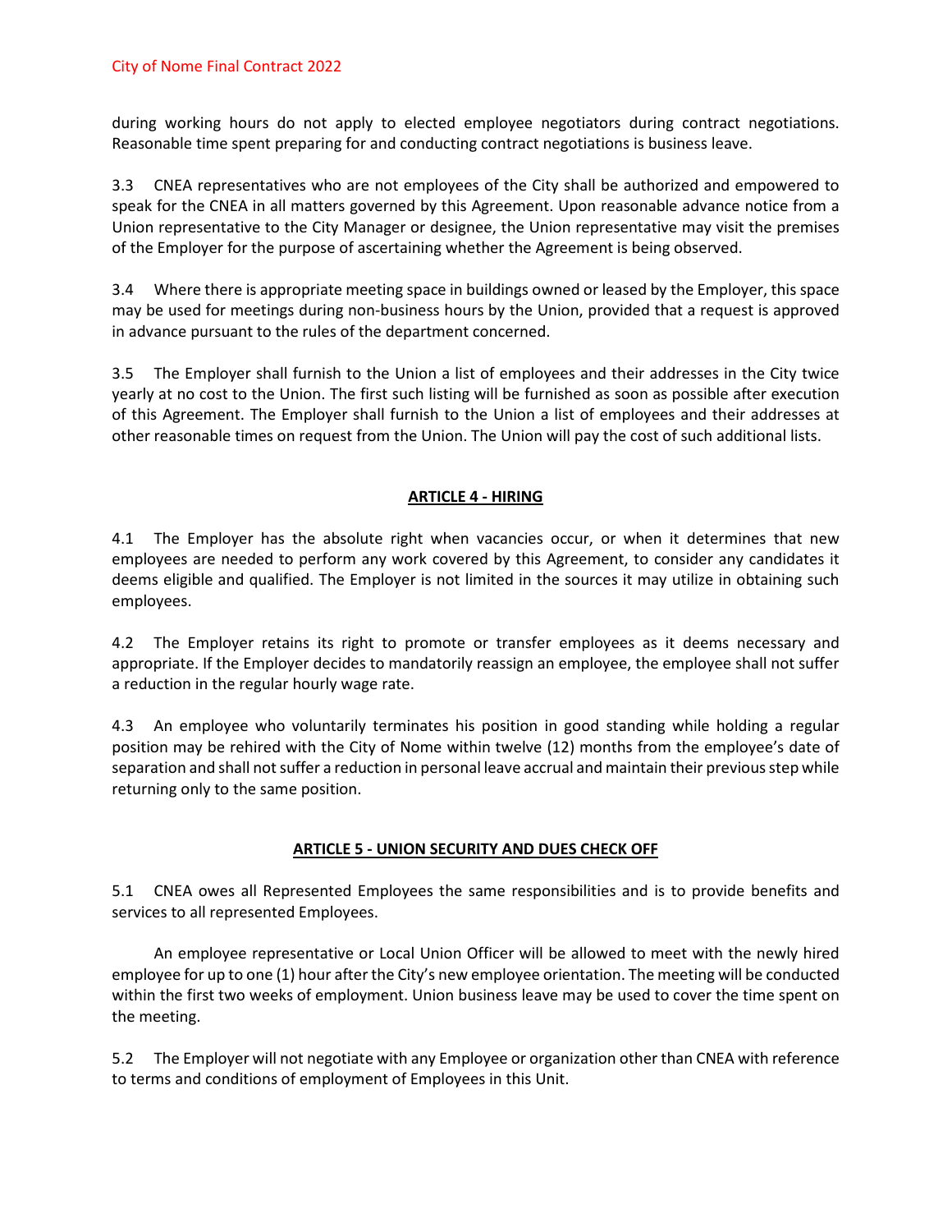during working hours do not apply to elected employee negotiators during contract negotiations. Reasonable time spent preparing for and conducting contract negotiations is business leave.

3.3 CNEA representatives who are not employees of the City shall be authorized and empowered to speak for the CNEA in all matters governed by this Agreement. Upon reasonable advance notice from a Union representative to the City Manager or designee, the Union representative may visit the premises of the Employer for the purpose of ascertaining whether the Agreement is being observed.

3.4 Where there is appropriate meeting space in buildings owned or leased by the Employer, this space may be used for meetings during non-business hours by the Union, provided that a request is approved in advance pursuant to the rules of the department concerned.

3.5 The Employer shall furnish to the Union a list of employees and their addresses in the City twice yearly at no cost to the Union. The first such listing will be furnished as soon as possible after execution of this Agreement. The Employer shall furnish to the Union a list of employees and their addresses at other reasonable times on request from the Union. The Union will pay the cost of such additional lists.

## ARTICLE 4 - HIRING

4.1 The Employer has the absolute right when vacancies occur, or when it determines that new employees are needed to perform any work covered by this Agreement, to consider any candidates it deems eligible and qualified. The Employer is not limited in the sources it may utilize in obtaining such employees.

4.2 The Employer retains its right to promote or transfer employees as it deems necessary and appropriate. If the Employer decides to mandatorily reassign an employee, the employee shall not suffer a reduction in the regular hourly wage rate.

4.3 An employee who voluntarily terminates his position in good standing while holding a regular position may be rehired with the City of Nome within twelve (12) months from the employee's date of separation and shall not suffer a reduction in personal leave accrual and maintain their previous step while returning only to the same position.

## ARTICLE 5 - UNION SECURITY AND DUES CHECK OFF

5.1 CNEA owes all Represented Employees the same responsibilities and is to provide benefits and services to all represented Employees.

An employee representative or Local Union Officer will be allowed to meet with the newly hired employee for up to one (1) hour after the City's new employee orientation. The meeting will be conducted within the first two weeks of employment. Union business leave may be used to cover the time spent on the meeting.

5.2 The Employer will not negotiate with any Employee or organization other than CNEA with reference to terms and conditions of employment of Employees in this Unit.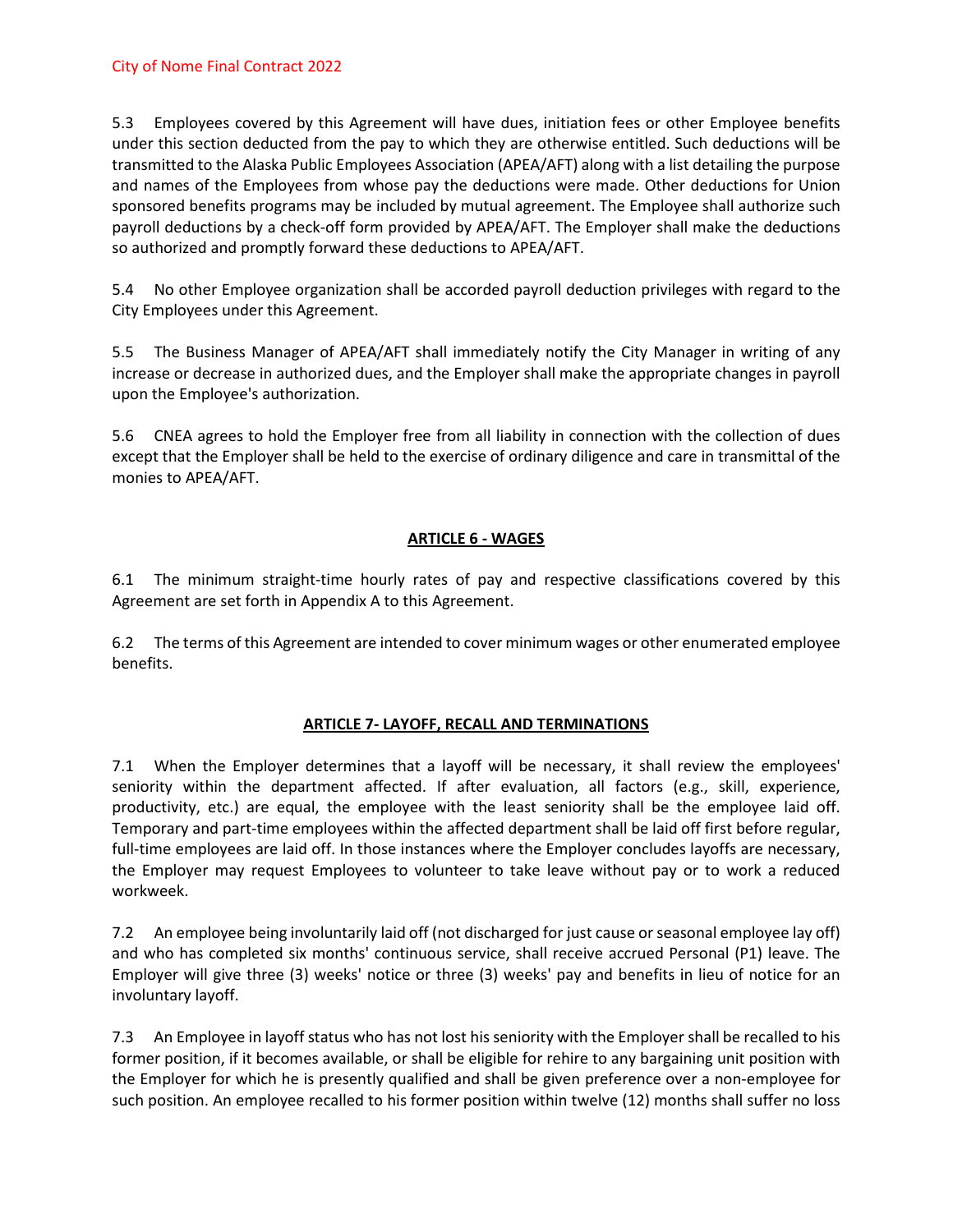5.3 Employees covered by this Agreement will have dues, initiation fees or other Employee benefits under this section deducted from the pay to which they are otherwise entitled. Such deductions will be transmitted to the Alaska Public Employees Association (APEA/AFT) along with a list detailing the purpose and names of the Employees from whose pay the deductions were made. Other deductions for Union sponsored benefits programs may be included by mutual agreement. The Employee shall authorize such payroll deductions by a check-off form provided by APEA/AFT. The Employer shall make the deductions so authorized and promptly forward these deductions to APEA/AFT.

5.4 No other Employee organization shall be accorded payroll deduction privileges with regard to the City Employees under this Agreement.

5.5 The Business Manager of APEA/AFT shall immediately notify the City Manager in writing of any increase or decrease in authorized dues, and the Employer shall make the appropriate changes in payroll upon the Employee's authorization.

5.6 CNEA agrees to hold the Employer free from all liability in connection with the collection of dues except that the Employer shall be held to the exercise of ordinary diligence and care in transmittal of the monies to APEA/AFT.

## ARTICLE 6 - WAGES

6.1 The minimum straight-time hourly rates of pay and respective classifications covered by this Agreement are set forth in Appendix A to this Agreement.

6.2 The terms of this Agreement are intended to cover minimum wages or other enumerated employee benefits.

## ARTICLE 7- LAYOFF, RECALL AND TERMINATIONS

7.1 When the Employer determines that a layoff will be necessary, it shall review the employees' seniority within the department affected. If after evaluation, all factors (e.g., skill, experience, productivity, etc.) are equal, the employee with the least seniority shall be the employee laid off. Temporary and part-time employees within the affected department shall be laid off first before regular, full-time employees are laid off. In those instances where the Employer concludes layoffs are necessary, the Employer may request Employees to volunteer to take leave without pay or to work a reduced workweek.

7.2 An employee being involuntarily laid off (not discharged for just cause or seasonal employee lay off) and who has completed six months' continuous service, shall receive accrued Personal (P1) leave. The Employer will give three (3) weeks' notice or three (3) weeks' pay and benefits in lieu of notice for an involuntary layoff.

7.3 An Employee in layoff status who has not lost his seniority with the Employer shall be recalled to his former position, if it becomes available, or shall be eligible for rehire to any bargaining unit position with the Employer for which he is presently qualified and shall be given preference over a non-employee for such position. An employee recalled to his former position within twelve (12) months shall suffer no loss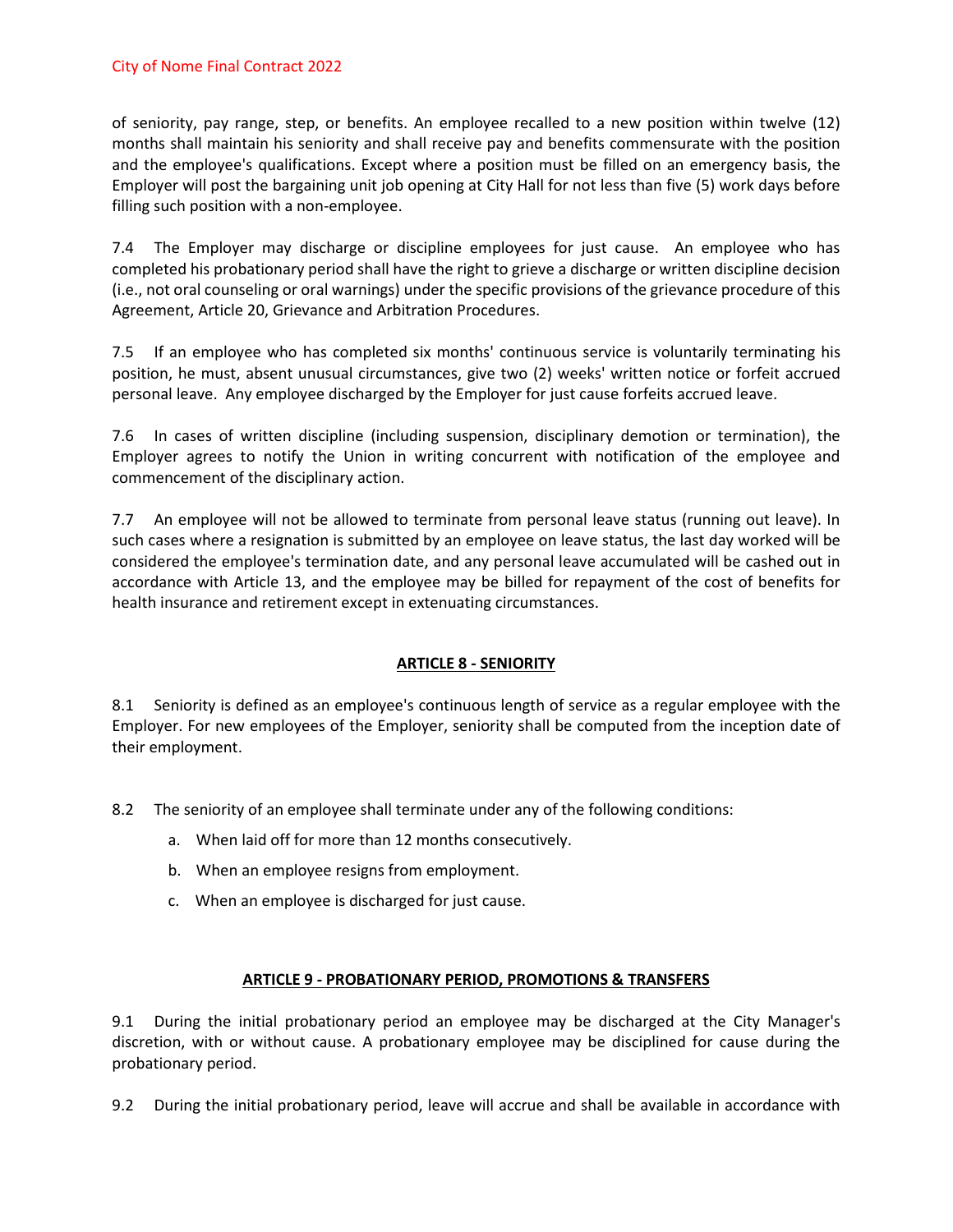of seniority, pay range, step, or benefits. An employee recalled to a new position within twelve (12) months shall maintain his seniority and shall receive pay and benefits commensurate with the position and the employee's qualifications. Except where a position must be filled on an emergency basis, the Employer will post the bargaining unit job opening at City Hall for not less than five (5) work days before filling such position with a non-employee.

7.4 The Employer may discharge or discipline employees for just cause. An employee who has completed his probationary period shall have the right to grieve a discharge or written discipline decision (i.e., not oral counseling or oral warnings) under the specific provisions of the grievance procedure of this Agreement, Article 20, Grievance and Arbitration Procedures.

7.5 If an employee who has completed six months' continuous service is voluntarily terminating his position, he must, absent unusual circumstances, give two (2) weeks' written notice or forfeit accrued personal leave. Any employee discharged by the Employer for just cause forfeits accrued leave.

7.6 In cases of written discipline (including suspension, disciplinary demotion or termination), the Employer agrees to notify the Union in writing concurrent with notification of the employee and commencement of the disciplinary action.

7.7 An employee will not be allowed to terminate from personal leave status (running out leave). In such cases where a resignation is submitted by an employee on leave status, the last day worked will be considered the employee's termination date, and any personal leave accumulated will be cashed out in accordance with Article 13, and the employee may be billed for repayment of the cost of benefits for health insurance and retirement except in extenuating circumstances.

## ARTICLE 8 - SENIORITY

8.1 Seniority is defined as an employee's continuous length of service as a regular employee with the Employer. For new employees of the Employer, seniority shall be computed from the inception date of their employment.

8.2 The seniority of an employee shall terminate under any of the following conditions:

a. When laid off for more than 12 months consecutively.

b. When an employee resigns from employment.

c. When an employee is discharged for just cause.

## ARTICLE 9 - PROBATIONARY PERIOD, PROMOTIONS & TRANSFERS

9.1 During the initial probationary period an employee may be discharged at the City Manager's discretion, with or without cause. A probationary employee may be disciplined for cause during the probationary period.

9.2 During the initial probationary period, leave will accrue and shall be available in accordance with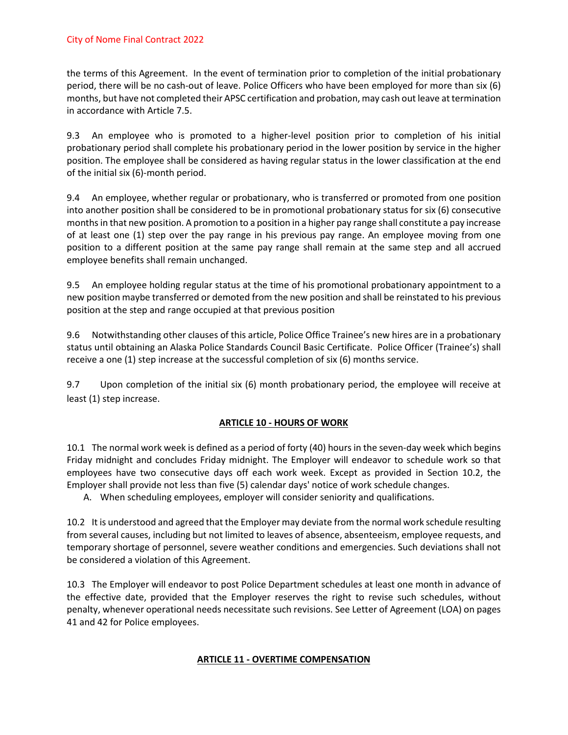the terms of this Agreement. In the event of termination prior to completion of the initial probationary period, there will be no cash-out of leave. Police Officers who have been employed for more than six (6) months, but have not completed their APSC certification and probation, may cash out leave at termination in accordance with Article 7.5.

9.3 An employee who is promoted to a higher-level position prior to completion of his initial probationary period shall complete his probationary period in the lower position by service in the higher position. The employee shall be considered as having regular status in the lower classification at the end of the initial six (6)-month period.

9.4 An employee, whether regular or probationary, who is transferred or promoted from one position into another position shall be considered to be in promotional probationary status for six (6) consecutive months in that new position. A promotion to a position in a higher pay range shall constitute a pay increase of at least one (1) step over the pay range in his previous pay range. An employee moving from one position to a different position at the same pay range shall remain at the same step and all accrued employee benefits shall remain unchanged.

9.5 An employee holding regular status at the time of his promotional probationary appointment to a new position maybe transferred or demoted from the new position and shall be reinstated to his previous position at the step and range occupied at that previous position

9.6 Notwithstanding other clauses of this article, Police Office Trainee's new hires are in a probationary status until obtaining an Alaska Police Standards Council Basic Certificate. Police Officer (Trainee's) shall receive a one (1) step increase at the successful completion of six (6) months service.

9.7 Upon completion of the initial six (6) month probationary period, the employee will receive at least (1) step increase.

## ARTICLE 10 - HOURS OF WORK

10.1 The normal work week is defined as a period of forty (40) hours in the seven-day week which begins Friday midnight and concludes Friday midnight. The Employer will endeavor to schedule work so that employees have two consecutive days off each work week. Except as provided in Section 10.2, the Employer shall provide not less than five (5) calendar days' notice of work schedule changes.

A. When scheduling employees, employer will consider seniority and qualifications.

10.2 It is understood and agreed that the Employer may deviate from the normal work schedule resulting from several causes, including but not limited to leaves of absence, absenteeism, employee requests, and temporary shortage of personnel, severe weather conditions and emergencies. Such deviations shall not be considered a violation of this Agreement.

10.3 The Employer will endeavor to post Police Department schedules at least one month in advance of the effective date, provided that the Employer reserves the right to revise such schedules, without penalty, whenever operational needs necessitate such revisions. See Letter of Agreement (LOA) on pages 41 and 42 for Police employees.

## ARTICLE 11 - OVERTIME COMPENSATION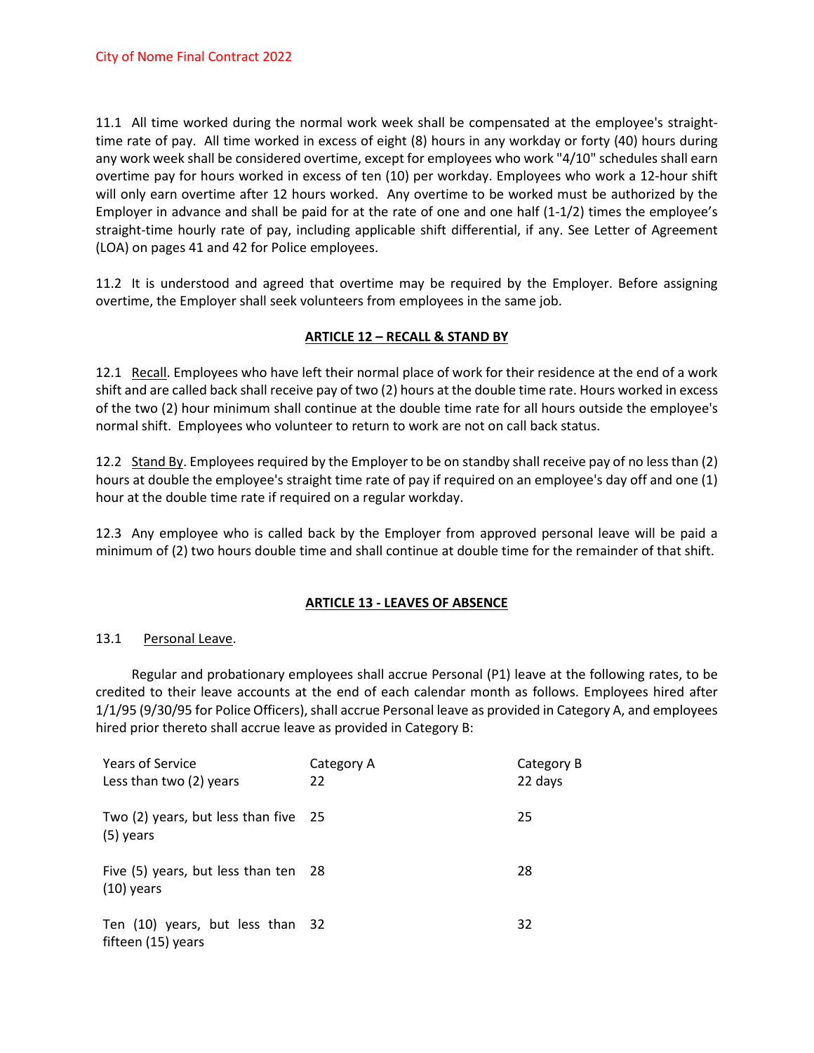11.1 All time worked during the normal work week shall be compensated at the employee's straight-time rate of pay. All time worked in excess of eight (8) hours in any workday or forty (40) hours during any work week shall be considered overtime, except for employees who work "4/10" schedules shall earn overtime pay for hours worked in excess of ten (10) per workday. Employees who work a 12-hour shift will only earn overtime after 12 hours worked. Any overtime to be worked must be authorized by the Employer in advance and shall be paid for at the rate of one and one half (1-1/2) times the employee's straight-time hourly rate of pay, including applicable shift differential, if any. See Letter of Agreement (LOA) on pages 41 and 42 for Police employees.

11.2 It is understood and agreed that overtime may be required by the Employer. Before assigning overtime, the Employer shall seek volunteers from employees in the same job.

## ARTICLE 12 – RECALL & STAND BY

12.1 Recall. Employees who have left their normal place of work for their residence at the end of a work shift and are called back shall receive pay of two (2) hours at the double time rate. Hours worked in excess of the two (2) hour minimum shall continue at the double time rate for all hours outside the employee's normal shift. Employees who volunteer to return to work are not on call back status.

12.2 Stand By. Employees required by the Employer to be on standby shall receive pay of no less than (2) hours at double the employee's straight time rate of pay if required on an employee's day off and one (1) hour at the double time rate if required on a regular workday.

12.3 Any employee who is called back by the Employer from approved personal leave will be paid a minimum of (2) two hours double time and shall continue at double time for the remainder of that shift.

## ARTICLE 13 - LEAVES OF ABSENCE

13.1 Personal Leave.

Regular and probationary employees shall accrue Personal (P1) leave at the following rates, to be credited to their leave accounts at the end of each calendar month as follows. Employees hired after 1/1/95 (9/30/95 for Police Officers), shall accrue Personal leave as provided in Category A, and employees hired prior thereto shall accrue leave as provided in Category B:

| Years of Service | Category A | Category B |
|---|---|---|
| Less than two (2) years | 22 | 22 days |
| Two (2) years, but less than five (5) years | 25 | 25 |
| Five (5) years, but less than ten (10) years | 28 | 28 |
| Ten (10) years, but less than fifteen (15) years | 32 | 32 |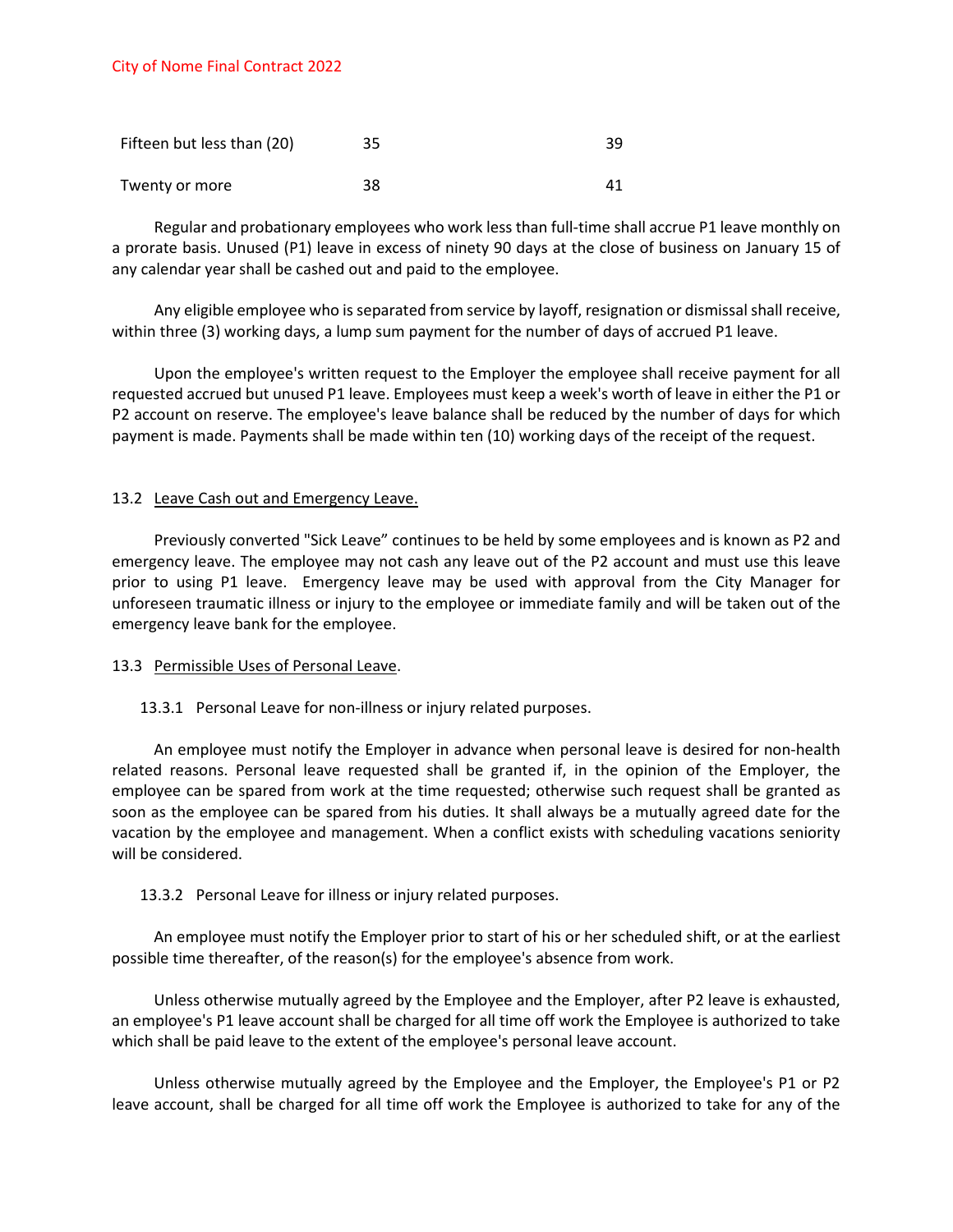| | | |
|---|---|---|
| Fifteen but less than (20) | 35 | 39 |
| Twenty or more | 38 | 41 |

Regular and probationary employees who work less than full-time shall accrue P1 leave monthly on a prorate basis. Unused (P1) leave in excess of ninety 90 days at the close of business on January 15 of any calendar year shall be cashed out and paid to the employee.

Any eligible employee who is separated from service by layoff, resignation or dismissal shall receive, within three (3) working days, a lump sum payment for the number of days of accrued P1 leave.

Upon the employee's written request to the Employer the employee shall receive payment for all requested accrued but unused P1 leave. Employees must keep a week's worth of leave in either the P1 or P2 account on reserve. The employee's leave balance shall be reduced by the number of days for which payment is made. Payments shall be made within ten (10) working days of the receipt of the request.

13.2 Leave Cash out and Emergency Leave.

Previously converted "Sick Leave" continues to be held by some employees and is known as P2 and emergency leave. The employee may not cash any leave out of the P2 account and must use this leave prior to using P1 leave. Emergency leave may be used with approval from the City Manager for unforeseen traumatic illness or injury to the employee or immediate family and will be taken out of the emergency leave bank for the employee.

13.3 Permissible Uses of Personal Leave.

13.3.1 Personal Leave for non-illness or injury related purposes.

An employee must notify the Employer in advance when personal leave is desired for non-health related reasons. Personal leave requested shall be granted if, in the opinion of the Employer, the employee can be spared from work at the time requested; otherwise such request shall be granted as soon as the employee can be spared from his duties. It shall always be a mutually agreed date for the vacation by the employee and management. When a conflict exists with scheduling vacations seniority will be considered.

13.3.2 Personal Leave for illness or injury related purposes.

An employee must notify the Employer prior to start of his or her scheduled shift, or at the earliest possible time thereafter, of the reason(s) for the employee's absence from work.

Unless otherwise mutually agreed by the Employee and the Employer, after P2 leave is exhausted, an employee's P1 leave account shall be charged for all time off work the Employee is authorized to take which shall be paid leave to the extent of the employee's personal leave account.

Unless otherwise mutually agreed by the Employee and the Employer, the Employee's P1 or P2 leave account, shall be charged for all time off work the Employee is authorized to take for any of the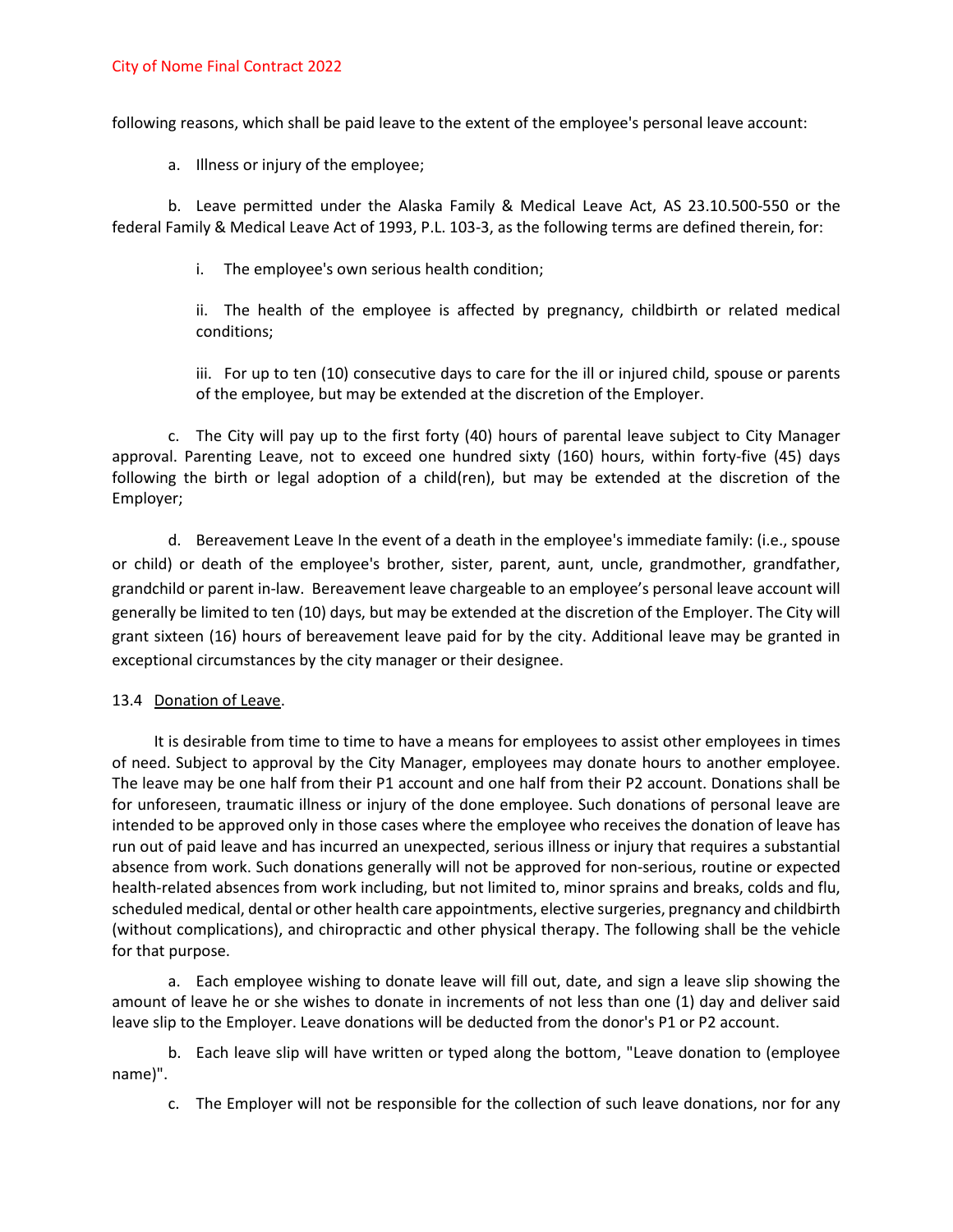following reasons, which shall be paid leave to the extent of the employee's personal leave account:

a. Illness or injury of the employee;

b. Leave permitted under the Alaska Family & Medical Leave Act, AS 23.10.500-550 or the federal Family & Medical Leave Act of 1993, P.L. 103-3, as the following terms are defined therein, for:

i. The employee's own serious health condition;

ii. The health of the employee is affected by pregnancy, childbirth or related medical conditions;

iii. For up to ten (10) consecutive days to care for the ill or injured child, spouse or parents of the employee, but may be extended at the discretion of the Employer.

c. The City will pay up to the first forty (40) hours of parental leave subject to City Manager approval. Parenting Leave, not to exceed one hundred sixty (160) hours, within forty-five (45) days following the birth or legal adoption of a child(ren), but may be extended at the discretion of the Employer;

d. Bereavement Leave In the event of a death in the employee's immediate family: (i.e., spouse or child) or death of the employee's brother, sister, parent, aunt, uncle, grandmother, grandfather, grandchild or parent in-law. Bereavement leave chargeable to an employee's personal leave account will generally be limited to ten (10) days, but may be extended at the discretion of the Employer. The City will grant sixteen (16) hours of bereavement leave paid for by the city. Additional leave may be granted in exceptional circumstances by the city manager or their designee.

13.4 <u>Donation of Leave</u>.

It is desirable from time to time to have a means for employees to assist other employees in times of need. Subject to approval by the City Manager, employees may donate hours to another employee. The leave may be one half from their P1 account and one half from their P2 account. Donations shall be for unforeseen, traumatic illness or injury of the done employee. Such donations of personal leave are intended to be approved only in those cases where the employee who receives the donation of leave has run out of paid leave and has incurred an unexpected, serious illness or injury that requires a substantial absence from work. Such donations generally will not be approved for non-serious, routine or expected health-related absences from work including, but not limited to, minor sprains and breaks, colds and flu, scheduled medical, dental or other health care appointments, elective surgeries, pregnancy and childbirth (without complications), and chiropractic and other physical therapy. The following shall be the vehicle for that purpose.

a. Each employee wishing to donate leave will fill out, date, and sign a leave slip showing the amount of leave he or she wishes to donate in increments of not less than one (1) day and deliver said leave slip to the Employer. Leave donations will be deducted from the donor's P1 or P2 account.

b. Each leave slip will have written or typed along the bottom, "Leave donation to (employee name)".

c. The Employer will not be responsible for the collection of such leave donations, nor for any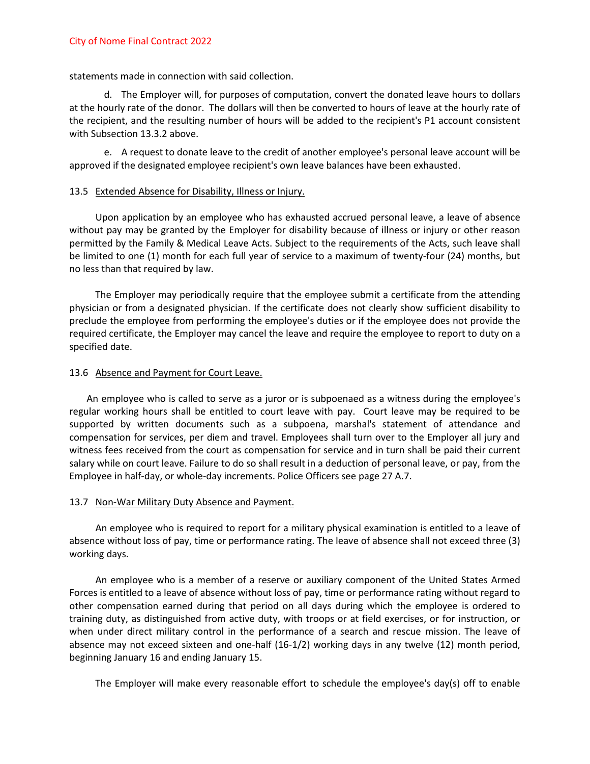statements made in connection with said collection.

d. The Employer will, for purposes of computation, convert the donated leave hours to dollars at the hourly rate of the donor. The dollars will then be converted to hours of leave at the hourly rate of the recipient, and the resulting number of hours will be added to the recipient's P1 account consistent with Subsection 13.3.2 above.

e. A request to donate leave to the credit of another employee's personal leave account will be approved if the designated employee recipient's own leave balances have been exhausted.

### 13.5 Extended Absence for Disability, Illness or Injury.

Upon application by an employee who has exhausted accrued personal leave, a leave of absence without pay may be granted by the Employer for disability because of illness or injury or other reason permitted by the Family & Medical Leave Acts. Subject to the requirements of the Acts, such leave shall be limited to one (1) month for each full year of service to a maximum of twenty-four (24) months, but no less than that required by law.

The Employer may periodically require that the employee submit a certificate from the attending physician or from a designated physician. If the certificate does not clearly show sufficient disability to preclude the employee from performing the employee's duties or if the employee does not provide the required certificate, the Employer may cancel the leave and require the employee to report to duty on a specified date.

### 13.6 Absence and Payment for Court Leave.

An employee who is called to serve as a juror or is subpoenaed as a witness during the employee's regular working hours shall be entitled to court leave with pay. Court leave may be required to be supported by written documents such as a subpoena, marshal's statement of attendance and compensation for services, per diem and travel. Employees shall turn over to the Employer all jury and witness fees received from the court as compensation for service and in turn shall be paid their current salary while on court leave. Failure to do so shall result in a deduction of personal leave, or pay, from the Employee in half-day, or whole-day increments. Police Officers see page 27 A.7.

### 13.7 Non-War Military Duty Absence and Payment.

An employee who is required to report for a military physical examination is entitled to a leave of absence without loss of pay, time or performance rating. The leave of absence shall not exceed three (3) working days.

An employee who is a member of a reserve or auxiliary component of the United States Armed Forces is entitled to a leave of absence without loss of pay, time or performance rating without regard to other compensation earned during that period on all days during which the employee is ordered to training duty, as distinguished from active duty, with troops or at field exercises, or for instruction, or when under direct military control in the performance of a search and rescue mission. The leave of absence may not exceed sixteen and one-half (16-1/2) working days in any twelve (12) month period, beginning January 16 and ending January 15.

The Employer will make every reasonable effort to schedule the employee's day(s) off to enable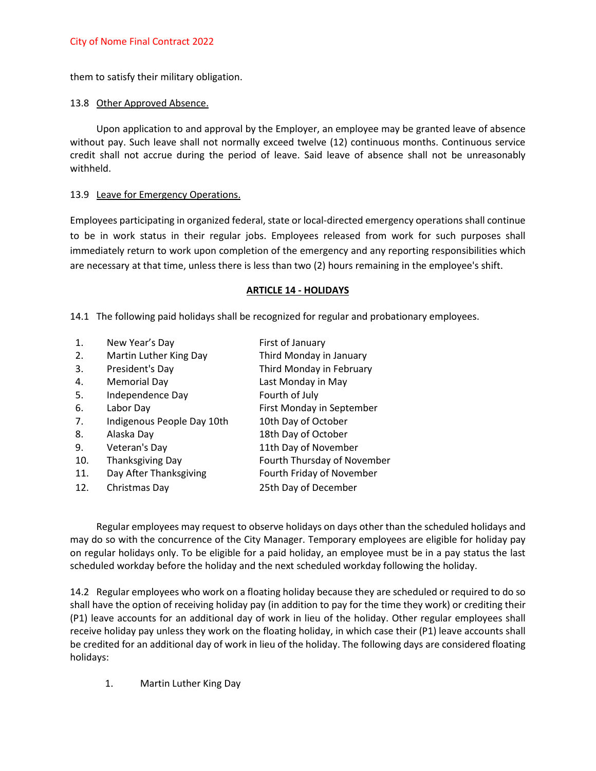them to satisfy their military obligation.

13.8 Other Approved Absence.

Upon application to and approval by the Employer, an employee may be granted leave of absence without pay. Such leave shall not normally exceed twelve (12) continuous months. Continuous service credit shall not accrue during the period of leave. Said leave of absence shall not be unreasonably withheld.

13.9 Leave for Emergency Operations.

Employees participating in organized federal, state or local-directed emergency operations shall continue to be in work status in their regular jobs. Employees released from work for such purposes shall immediately return to work upon completion of the emergency and any reporting responsibilities which are necessary at that time, unless there is less than two (2) hours remaining in the employee's shift.

## ARTICLE 14 - HOLIDAYS

14.1 The following paid holidays shall be recognized for regular and probationary employees.

| | | |
|---|---|---|
| 1. | New Year's Day | First of January |
| 2. | Martin Luther King Day | Third Monday in January |
| 3. | President's Day | Third Monday in February |
| 4. | Memorial Day | Last Monday in May |
| 5. | Independence Day | Fourth of July |
| 6. | Labor Day | First Monday in September |
| 7. | Indigenous People Day 10th | 10th Day of October |
| 8. | Alaska Day | 18th Day of October |
| 9. | Veteran's Day | 11th Day of November |
| 10. | Thanksgiving Day | Fourth Thursday of November |
| 11. | Day After Thanksgiving | Fourth Friday of November |
| 12. | Christmas Day | 25th Day of December |

Regular employees may request to observe holidays on days other than the scheduled holidays and may do so with the concurrence of the City Manager. Temporary employees are eligible for holiday pay on regular holidays only. To be eligible for a paid holiday, an employee must be in a pay status the last scheduled workday before the holiday and the next scheduled workday following the holiday.

14.2 Regular employees who work on a floating holiday because they are scheduled or required to do so shall have the option of receiving holiday pay (in addition to pay for the time they work) or crediting their (P1) leave accounts for an additional day of work in lieu of the holiday. Other regular employees shall receive holiday pay unless they work on the floating holiday, in which case their (P1) leave accounts shall be credited for an additional day of work in lieu of the holiday. The following days are considered floating holidays:

1. Martin Luther King Day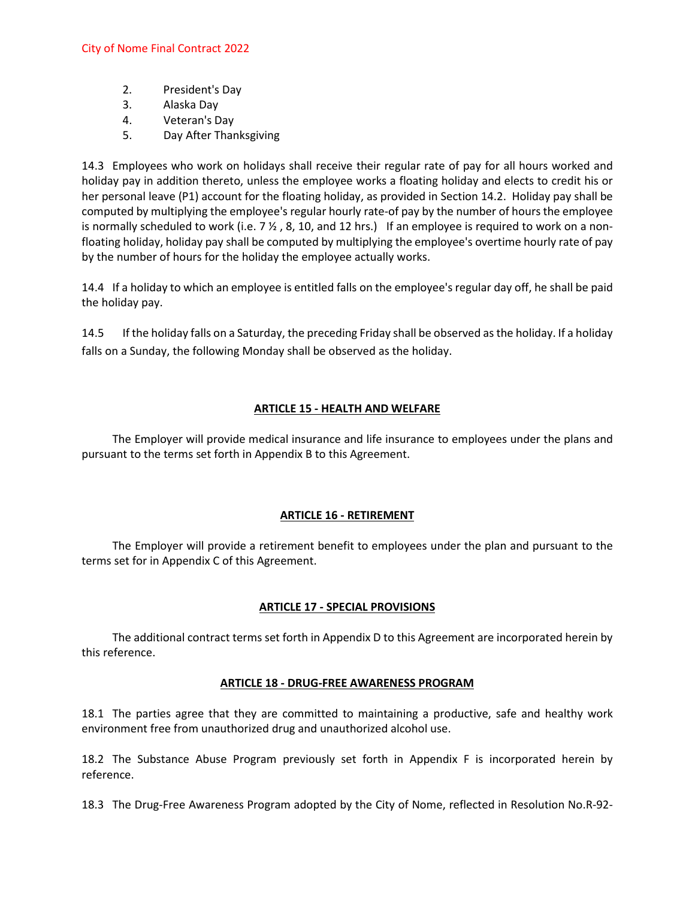2. President's Day
3. Alaska Day
4. Veteran's Day
5. Day After Thanksgiving

14.3 Employees who work on holidays shall receive their regular rate of pay for all hours worked and holiday pay in addition thereto, unless the employee works a floating holiday and elects to credit his or her personal leave (P1) account for the floating holiday, as provided in Section 14.2. Holiday pay shall be computed by multiplying the employee's regular hourly rate-of pay by the number of hours the employee is normally scheduled to work (i.e. 7 ½ , 8, 10, and 12 hrs.) If an employee is required to work on a non-floating holiday, holiday pay shall be computed by multiplying the employee's overtime hourly rate of pay by the number of hours for the holiday the employee actually works.

14.4 If a holiday to which an employee is entitled falls on the employee's regular day off, he shall be paid the holiday pay.

14.5 If the holiday falls on a Saturday, the preceding Friday shall be observed as the holiday. If a holiday falls on a Sunday, the following Monday shall be observed as the holiday.

## ARTICLE 15 - HEALTH AND WELFARE

The Employer will provide medical insurance and life insurance to employees under the plans and pursuant to the terms set forth in Appendix B to this Agreement.

## ARTICLE 16 - RETIREMENT

The Employer will provide a retirement benefit to employees under the plan and pursuant to the terms set for in Appendix C of this Agreement.

## ARTICLE 17 - SPECIAL PROVISIONS

The additional contract terms set forth in Appendix D to this Agreement are incorporated herein by this reference.

## ARTICLE 18 - DRUG-FREE AWARENESS PROGRAM

18.1 The parties agree that they are committed to maintaining a productive, safe and healthy work environment free from unauthorized drug and unauthorized alcohol use.

18.2 The Substance Abuse Program previously set forth in Appendix F is incorporated herein by reference.

18.3 The Drug-Free Awareness Program adopted by the City of Nome, reflected in Resolution No.R-92-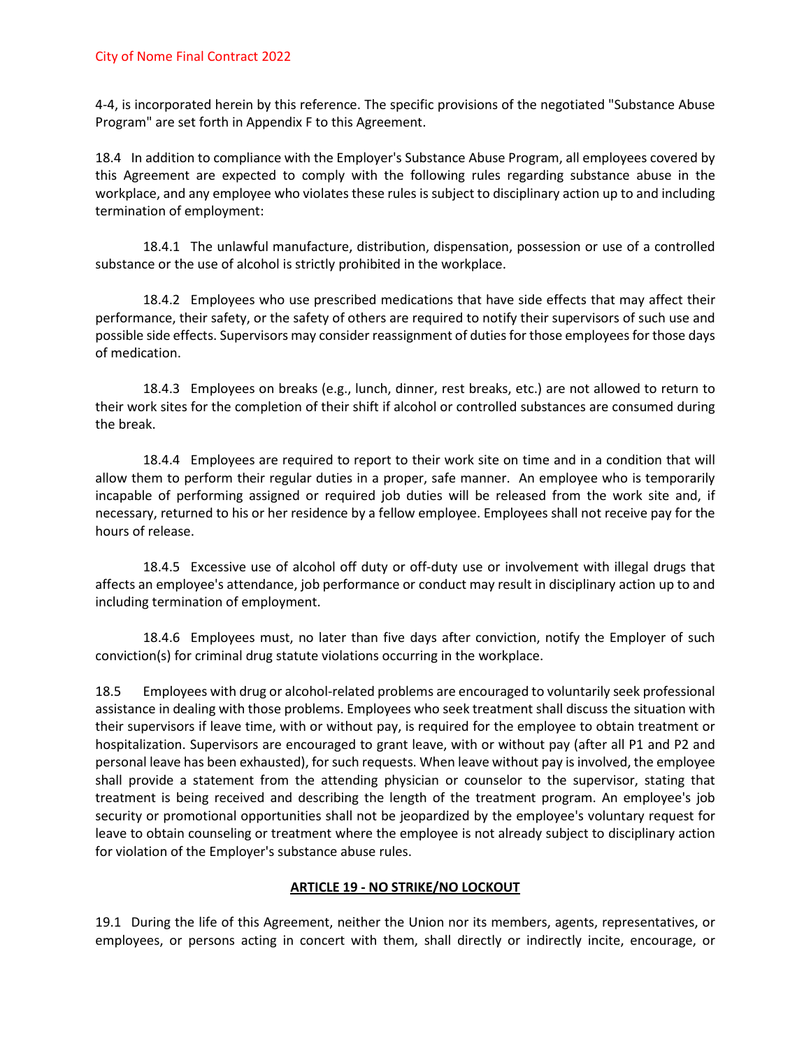4-4, is incorporated herein by this reference. The specific provisions of the negotiated "Substance Abuse Program" are set forth in Appendix F to this Agreement.

18.4 In addition to compliance with the Employer's Substance Abuse Program, all employees covered by this Agreement are expected to comply with the following rules regarding substance abuse in the workplace, and any employee who violates these rules is subject to disciplinary action up to and including termination of employment:

18.4.1 The unlawful manufacture, distribution, dispensation, possession or use of a controlled substance or the use of alcohol is strictly prohibited in the workplace.

18.4.2 Employees who use prescribed medications that have side effects that may affect their performance, their safety, or the safety of others are required to notify their supervisors of such use and possible side effects. Supervisors may consider reassignment of duties for those employees for those days of medication.

18.4.3 Employees on breaks (e.g., lunch, dinner, rest breaks, etc.) are not allowed to return to their work sites for the completion of their shift if alcohol or controlled substances are consumed during the break.

18.4.4 Employees are required to report to their work site on time and in a condition that will allow them to perform their regular duties in a proper, safe manner. An employee who is temporarily incapable of performing assigned or required job duties will be released from the work site and, if necessary, returned to his or her residence by a fellow employee. Employees shall not receive pay for the hours of release.

18.4.5 Excessive use of alcohol off duty or off-duty use or involvement with illegal drugs that affects an employee's attendance, job performance or conduct may result in disciplinary action up to and including termination of employment.

18.4.6 Employees must, no later than five days after conviction, notify the Employer of such conviction(s) for criminal drug statute violations occurring in the workplace.

18.5 Employees with drug or alcohol-related problems are encouraged to voluntarily seek professional assistance in dealing with those problems. Employees who seek treatment shall discuss the situation with their supervisors if leave time, with or without pay, is required for the employee to obtain treatment or hospitalization. Supervisors are encouraged to grant leave, with or without pay (after all P1 and P2 and personal leave has been exhausted), for such requests. When leave without pay is involved, the employee shall provide a statement from the attending physician or counselor to the supervisor, stating that treatment is being received and describing the length of the treatment program. An employee's job security or promotional opportunities shall not be jeopardized by the employee's voluntary request for leave to obtain counseling or treatment where the employee is not already subject to disciplinary action for violation of the Employer's substance abuse rules.

## ARTICLE 19 - NO STRIKE/NO LOCKOUT

19.1 During the life of this Agreement, neither the Union nor its members, agents, representatives, or employees, or persons acting in concert with them, shall directly or indirectly incite, encourage, or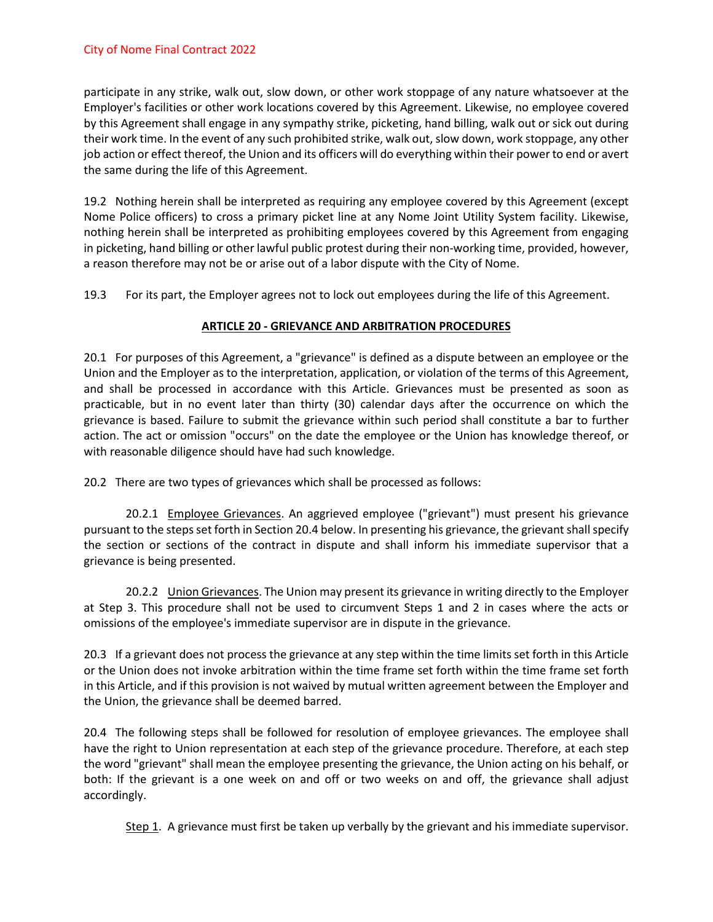participate in any strike, walk out, slow down, or other work stoppage of any nature whatsoever at the Employer's facilities or other work locations covered by this Agreement. Likewise, no employee covered by this Agreement shall engage in any sympathy strike, picketing, hand billing, walk out or sick out during their work time. In the event of any such prohibited strike, walk out, slow down, work stoppage, any other job action or effect thereof, the Union and its officers will do everything within their power to end or avert the same during the life of this Agreement.

19.2 Nothing herein shall be interpreted as requiring any employee covered by this Agreement (except Nome Police officers) to cross a primary picket line at any Nome Joint Utility System facility. Likewise, nothing herein shall be interpreted as prohibiting employees covered by this Agreement from engaging in picketing, hand billing or other lawful public protest during their non-working time, provided, however, a reason therefore may not be or arise out of a labor dispute with the City of Nome.

19.3 For its part, the Employer agrees not to lock out employees during the life of this Agreement.

## ARTICLE 20 - GRIEVANCE AND ARBITRATION PROCEDURES

20.1 For purposes of this Agreement, a "grievance" is defined as a dispute between an employee or the Union and the Employer as to the interpretation, application, or violation of the terms of this Agreement, and shall be processed in accordance with this Article. Grievances must be presented as soon as practicable, but in no event later than thirty (30) calendar days after the occurrence on which the grievance is based. Failure to submit the grievance within such period shall constitute a bar to further action. The act or omission "occurs" on the date the employee or the Union has knowledge thereof, or with reasonable diligence should have had such knowledge.

20.2 There are two types of grievances which shall be processed as follows:

20.2.1 Employee Grievances. An aggrieved employee ("grievant") must present his grievance pursuant to the steps set forth in Section 20.4 below. In presenting his grievance, the grievant shall specify the section or sections of the contract in dispute and shall inform his immediate supervisor that a grievance is being presented.

20.2.2 Union Grievances. The Union may present its grievance in writing directly to the Employer at Step 3. This procedure shall not be used to circumvent Steps 1 and 2 in cases where the acts or omissions of the employee's immediate supervisor are in dispute in the grievance.

20.3 If a grievant does not process the grievance at any step within the time limits set forth in this Article or the Union does not invoke arbitration within the time frame set forth within the time frame set forth in this Article, and if this provision is not waived by mutual written agreement between the Employer and the Union, the grievance shall be deemed barred.

20.4 The following steps shall be followed for resolution of employee grievances. The employee shall have the right to Union representation at each step of the grievance procedure. Therefore, at each step the word "grievant" shall mean the employee presenting the grievance, the Union acting on his behalf, or both: If the grievant is a one week on and off or two weeks on and off, the grievance shall adjust accordingly.

Step 1. A grievance must first be taken up verbally by the grievant and his immediate supervisor.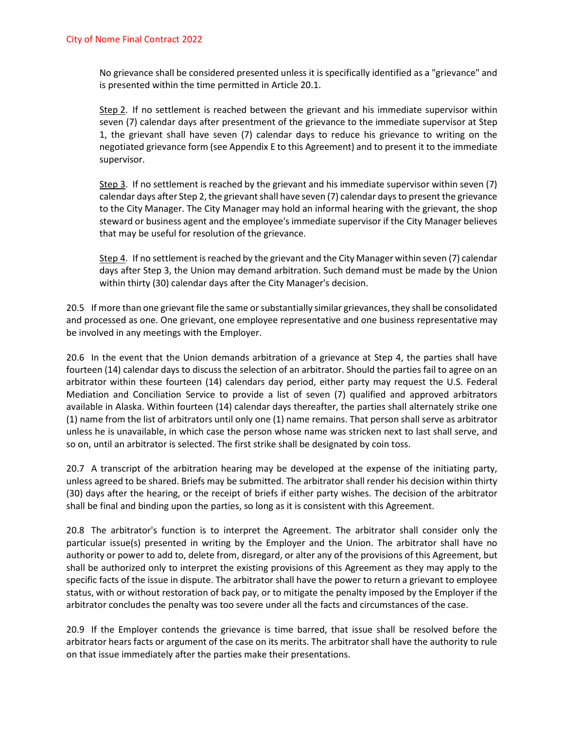No grievance shall be considered presented unless it is specifically identified as a "grievance" and is presented within the time permitted in Article 20.1.

Step 2. If no settlement is reached between the grievant and his immediate supervisor within seven (7) calendar days after presentment of the grievance to the immediate supervisor at Step 1, the grievant shall have seven (7) calendar days to reduce his grievance to writing on the negotiated grievance form (see Appendix E to this Agreement) and to present it to the immediate supervisor.

Step 3. If no settlement is reached by the grievant and his immediate supervisor within seven (7) calendar days after Step 2, the grievant shall have seven (7) calendar days to present the grievance to the City Manager. The City Manager may hold an informal hearing with the grievant, the shop steward or business agent and the employee's immediate supervisor if the City Manager believes that may be useful for resolution of the grievance.

Step 4. If no settlement is reached by the grievant and the City Manager within seven (7) calendar days after Step 3, the Union may demand arbitration. Such demand must be made by the Union within thirty (30) calendar days after the City Manager's decision.

20.5 If more than one grievant file the same or substantially similar grievances, they shall be consolidated and processed as one. One grievant, one employee representative and one business representative may be involved in any meetings with the Employer.

20.6 In the event that the Union demands arbitration of a grievance at Step 4, the parties shall have fourteen (14) calendar days to discuss the selection of an arbitrator. Should the parties fail to agree on an arbitrator within these fourteen (14) calendars day period, either party may request the U.S. Federal Mediation and Conciliation Service to provide a list of seven (7) qualified and approved arbitrators available in Alaska. Within fourteen (14) calendar days thereafter, the parties shall alternately strike one (1) name from the list of arbitrators until only one (1) name remains. That person shall serve as arbitrator unless he is unavailable, in which case the person whose name was stricken next to last shall serve, and so on, until an arbitrator is selected. The first strike shall be designated by coin toss.

20.7 A transcript of the arbitration hearing may be developed at the expense of the initiating party, unless agreed to be shared. Briefs may be submitted. The arbitrator shall render his decision within thirty (30) days after the hearing, or the receipt of briefs if either party wishes. The decision of the arbitrator shall be final and binding upon the parties, so long as it is consistent with this Agreement.

20.8 The arbitrator's function is to interpret the Agreement. The arbitrator shall consider only the particular issue(s) presented in writing by the Employer and the Union. The arbitrator shall have no authority or power to add to, delete from, disregard, or alter any of the provisions of this Agreement, but shall be authorized only to interpret the existing provisions of this Agreement as they may apply to the specific facts of the issue in dispute. The arbitrator shall have the power to return a grievant to employee status, with or without restoration of back pay, or to mitigate the penalty imposed by the Employer if the arbitrator concludes the penalty was too severe under all the facts and circumstances of the case.

20.9 If the Employer contends the grievance is time barred, that issue shall be resolved before the arbitrator hears facts or argument of the case on its merits. The arbitrator shall have the authority to rule on that issue immediately after the parties make their presentations.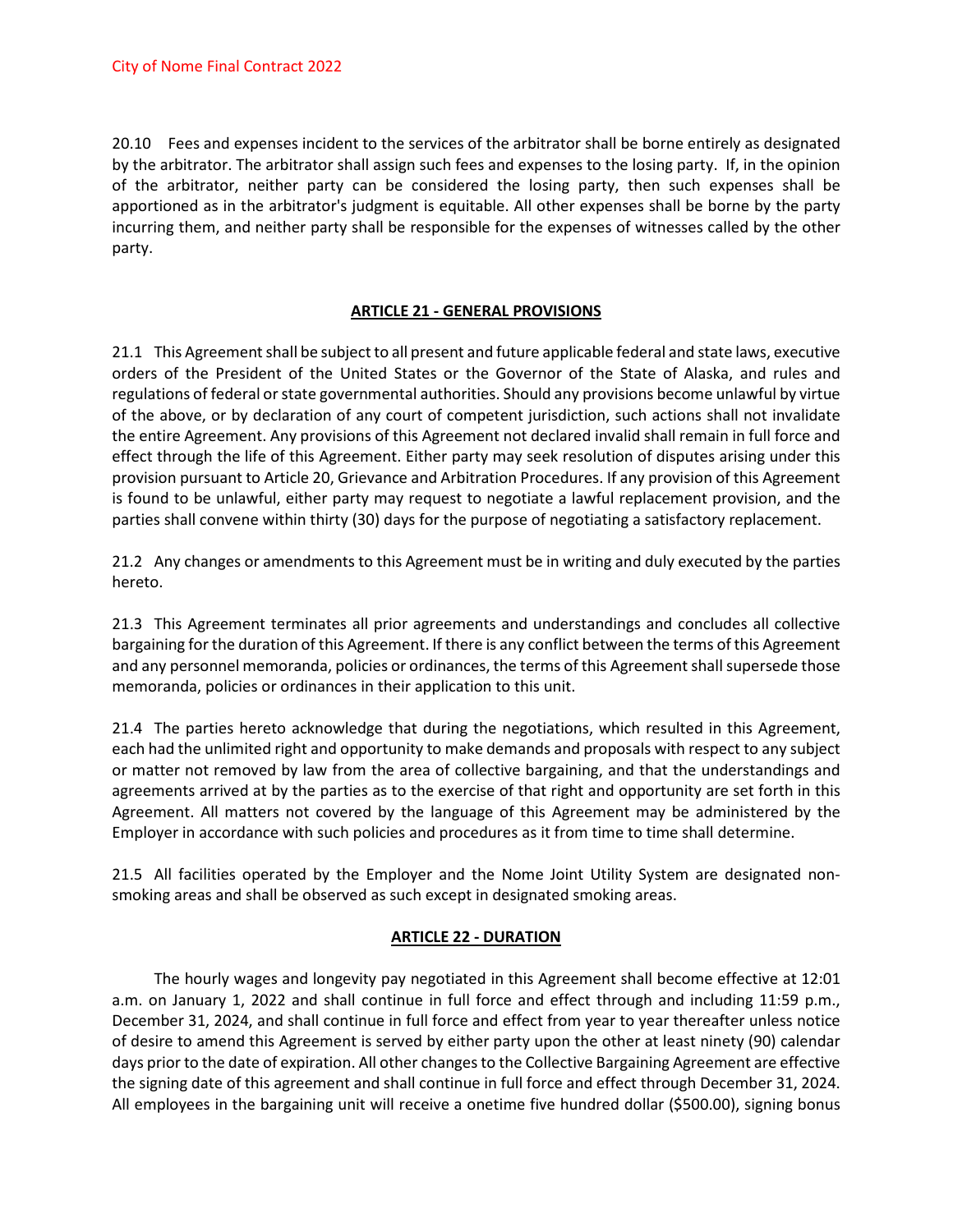20.10 Fees and expenses incident to the services of the arbitrator shall be borne entirely as designated by the arbitrator. The arbitrator shall assign such fees and expenses to the losing party. If, in the opinion of the arbitrator, neither party can be considered the losing party, then such expenses shall be apportioned as in the arbitrator's judgment is equitable. All other expenses shall be borne by the party incurring them, and neither party shall be responsible for the expenses of witnesses called by the other party.

## ARTICLE 21 - GENERAL PROVISIONS

21.1 This Agreement shall be subject to all present and future applicable federal and state laws, executive orders of the President of the United States or the Governor of the State of Alaska, and rules and regulations of federal or state governmental authorities. Should any provisions become unlawful by virtue of the above, or by declaration of any court of competent jurisdiction, such actions shall not invalidate the entire Agreement. Any provisions of this Agreement not declared invalid shall remain in full force and effect through the life of this Agreement. Either party may seek resolution of disputes arising under this provision pursuant to Article 20, Grievance and Arbitration Procedures. If any provision of this Agreement is found to be unlawful, either party may request to negotiate a lawful replacement provision, and the parties shall convene within thirty (30) days for the purpose of negotiating a satisfactory replacement.

21.2 Any changes or amendments to this Agreement must be in writing and duly executed by the parties hereto.

21.3 This Agreement terminates all prior agreements and understandings and concludes all collective bargaining for the duration of this Agreement. If there is any conflict between the terms of this Agreement and any personnel memoranda, policies or ordinances, the terms of this Agreement shall supersede those memoranda, policies or ordinances in their application to this unit.

21.4 The parties hereto acknowledge that during the negotiations, which resulted in this Agreement, each had the unlimited right and opportunity to make demands and proposals with respect to any subject or matter not removed by law from the area of collective bargaining, and that the understandings and agreements arrived at by the parties as to the exercise of that right and opportunity are set forth in this Agreement. All matters not covered by the language of this Agreement may be administered by the Employer in accordance with such policies and procedures as it from time to time shall determine.

21.5 All facilities operated by the Employer and the Nome Joint Utility System are designated non-smoking areas and shall be observed as such except in designated smoking areas.

## ARTICLE 22 - DURATION

The hourly wages and longevity pay negotiated in this Agreement shall become effective at 12:01 a.m. on January 1, 2022 and shall continue in full force and effect through and including 11:59 p.m., December 31, 2024, and shall continue in full force and effect from year to year thereafter unless notice of desire to amend this Agreement is served by either party upon the other at least ninety (90) calendar days prior to the date of expiration. All other changes to the Collective Bargaining Agreement are effective the signing date of this agreement and shall continue in full force and effect through December 31, 2024. All employees in the bargaining unit will receive a onetime five hundred dollar ($500.00), signing bonus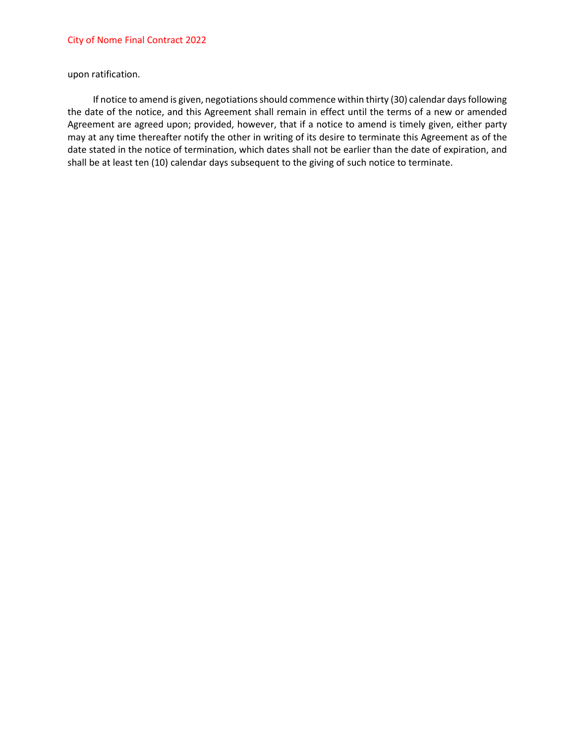upon ratification.

If notice to amend is given, negotiations should commence within thirty (30) calendar days following the date of the notice, and this Agreement shall remain in effect until the terms of a new or amended Agreement are agreed upon; provided, however, that if a notice to amend is timely given, either party may at any time thereafter notify the other in writing of its desire to terminate this Agreement as of the date stated in the notice of termination, which dates shall not be earlier than the date of expiration, and shall be at least ten (10) calendar days subsequent to the giving of such notice to terminate.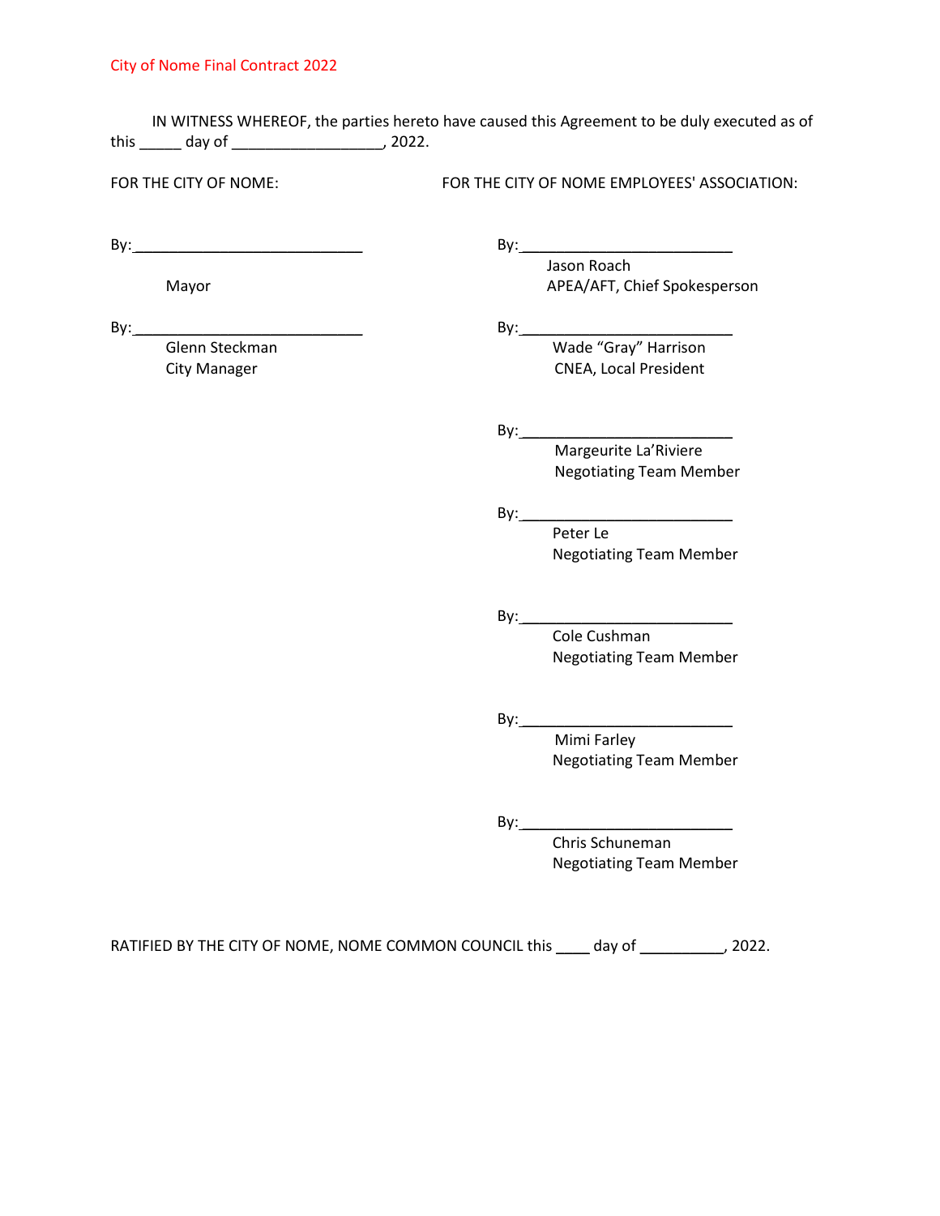IN WITNESS WHEREOF, the parties hereto have caused this Agreement to be duly executed as of this _____ day of __________________, 2022.

FOR THE CITY OF NOME:

By:____________________________

Mayor

By:____________________________

Glenn Steckman
City Manager

FOR THE CITY OF NOME EMPLOYEES' ASSOCIATION:

By:__________________________

Jason Roach
APEA/AFT, Chief Spokesperson

By:__________________________

Wade "Gray" Harrison
CNEA, Local President

By:__________________________

Marguerite La'Riviere
Negotiating Team Member

By:__________________________

Peter Le
Negotiating Team Member

By:__________________________

Cole Cushman
Negotiating Team Member

By:__________________________

Mimi Farley
Negotiating Team Member

By:__________________________

Chris Schuneman
Negotiating Team Member

RATIFIED BY THE CITY OF NOME, NOME COMMON COUNCIL this ____ day of __________, 2022.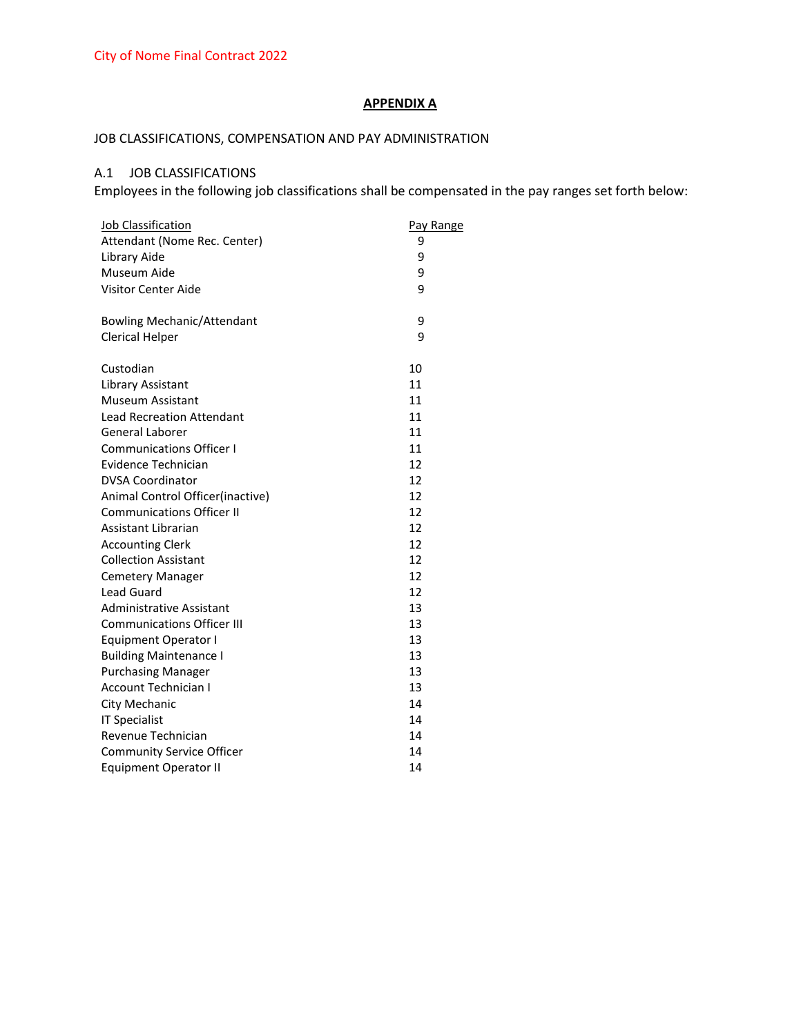## APPENDIX A

JOB CLASSIFICATIONS, COMPENSATION AND PAY ADMINISTRATION

A.1 JOB CLASSIFICATIONS

Employees in the following job classifications shall be compensated in the pay ranges set forth below:

| Job Classification | Pay Range |
|---|---|
| Attendant (Nome Rec. Center) | 9 |
| Library Aide | 9 |
| Museum Aide | 9 |
| Visitor Center Aide | 9 |
| | |
| Bowling Mechanic/Attendant | 9 |
| Clerical Helper | 9 |
| | |
| Custodian | 10 |
| Library Assistant | 11 |
| Museum Assistant | 11 |
| Lead Recreation Attendant | 11 |
| General Laborer | 11 |
| Communications Officer I | 11 |
| Evidence Technician | 12 |
| DVSA Coordinator | 12 |
| Animal Control Officer(inactive) | 12 |
| Communications Officer II | 12 |
| Assistant Librarian | 12 |
| Accounting Clerk | 12 |
| Collection Assistant | 12 |
| Cemetery Manager | 12 |
| Lead Guard | 12 |
| Administrative Assistant | 13 |
| Communications Officer III | 13 |
| Equipment Operator I | 13 |
| Building Maintenance I | 13 |
| Purchasing Manager | 13 |
| Account Technician I | 13 |
| City Mechanic | 14 |
| IT Specialist | 14 |
| Revenue Technician | 14 |
| Community Service Officer | 14 |
| Equipment Operator II | 14 |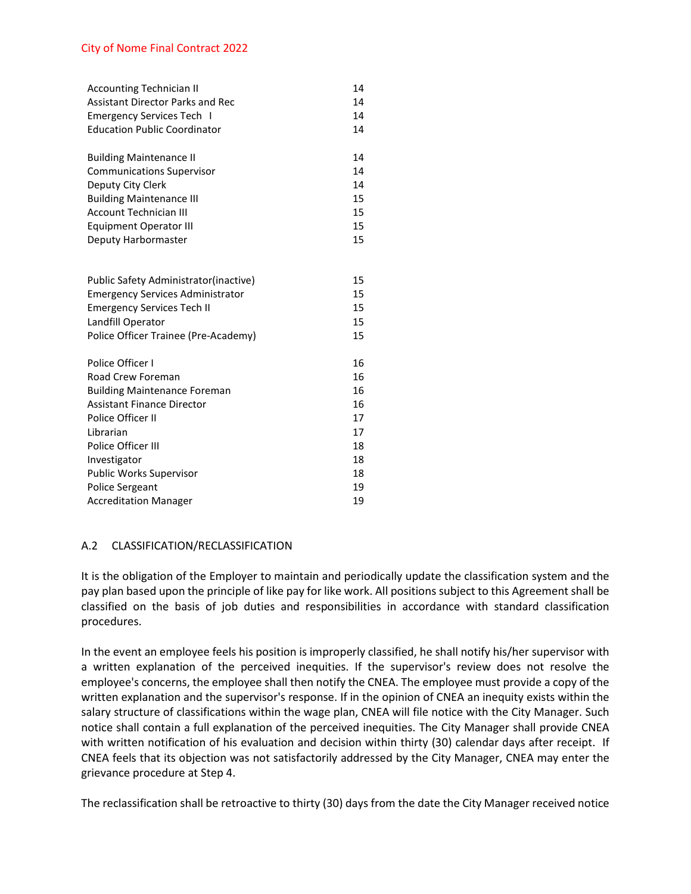| | |
|---|---|
| Accounting Technician II | 14 |
| Assistant Director Parks and Rec | 14 |
| Emergency Services Tech I | 14 |
| Education Public Coordinator | 14 |
| | |
| Building Maintenance II | 14 |
| Communications Supervisor | 14 |
| Deputy City Clerk | 14 |
| Building Maintenance III | 15 |
| Account Technician III | 15 |
| Equipment Operator III | 15 |
| Deputy Harbormaster | 15 |
| | |
| Public Safety Administrator(inactive) | 15 |
| Emergency Services Administrator | 15 |
| Emergency Services Tech II | 15 |
| Landfill Operator | 15 |
| Police Officer Trainee (Pre-Academy) | 15 |
| | |
| Police Officer I | 16 |
| Road Crew Foreman | 16 |
| Building Maintenance Foreman | 16 |
| Assistant Finance Director | 16 |
| Police Officer II | 17 |
| Librarian | 17 |
| Police Officer III | 18 |
| Investigator | 18 |
| Public Works Supervisor | 18 |
| Police Sergeant | 19 |
| Accreditation Manager | 19 |

## A.2 CLASSIFICATION/RECLASSIFICATION

It is the obligation of the Employer to maintain and periodically update the classification system and the pay plan based upon the principle of like pay for like work. All positions subject to this Agreement shall be classified on the basis of job duties and responsibilities in accordance with standard classification procedures.

In the event an employee feels his position is improperly classified, he shall notify his/her supervisor with a written explanation of the perceived inequities. If the supervisor's review does not resolve the employee's concerns, the employee shall then notify the CNEA. The employee must provide a copy of the written explanation and the supervisor's response. If in the opinion of CNEA an inequity exists within the salary structure of classifications within the wage plan, CNEA will file notice with the City Manager. Such notice shall contain a full explanation of the perceived inequities. The City Manager shall provide CNEA with written notification of his evaluation and decision within thirty (30) calendar days after receipt. If CNEA feels that its objection was not satisfactorily addressed by the City Manager, CNEA may enter the grievance procedure at Step 4.

The reclassification shall be retroactive to thirty (30) days from the date the City Manager received notice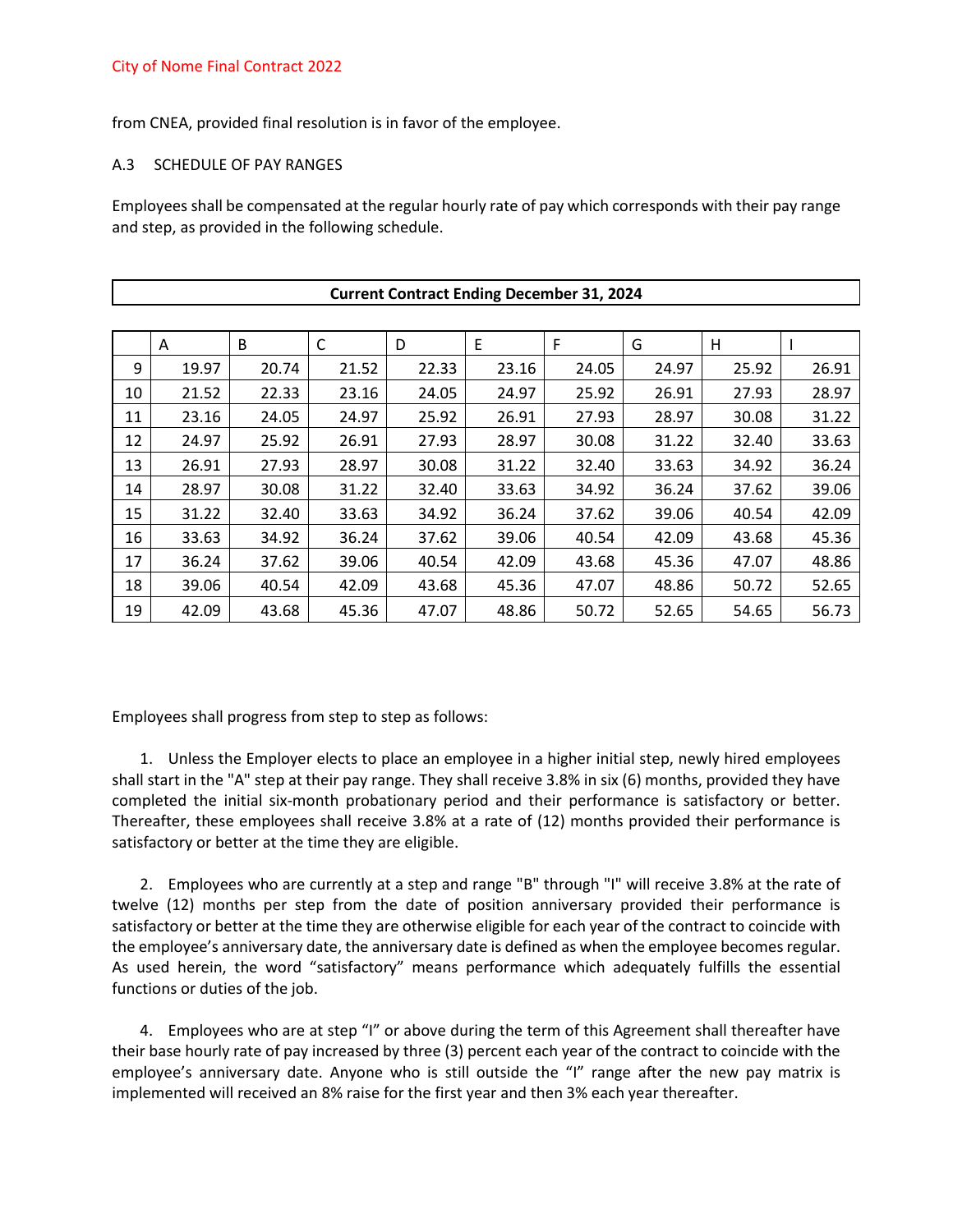from CNEA, provided final resolution is in favor of the employee.

A.3 SCHEDULE OF PAY RANGES

Employees shall be compensated at the regular hourly rate of pay which corresponds with their pay range and step, as provided in the following schedule.

**Current Contract Ending December 31, 2024**

| | A | B | C | D | E | F | G | H | I |
|---|---|---|---|---|---|---|---|---|---|
| 9 | 19.97 | 20.74 | 21.52 | 22.33 | 23.16 | 24.05 | 24.97 | 25.92 | 26.91 |
| 10 | 21.52 | 22.33 | 23.16 | 24.05 | 24.97 | 25.92 | 26.91 | 27.93 | 28.97 |
| 11 | 23.16 | 24.05 | 24.97 | 25.92 | 26.91 | 27.93 | 28.97 | 30.08 | 31.22 |
| 12 | 24.97 | 25.92 | 26.91 | 27.93 | 28.97 | 30.08 | 31.22 | 32.40 | 33.63 |
| 13 | 26.91 | 27.93 | 28.97 | 30.08 | 31.22 | 32.40 | 33.63 | 34.92 | 36.24 |
| 14 | 28.97 | 30.08 | 31.22 | 32.40 | 33.63 | 34.92 | 36.24 | 37.62 | 39.06 |
| 15 | 31.22 | 32.40 | 33.63 | 34.92 | 36.24 | 37.62 | 39.06 | 40.54 | 42.09 |
| 16 | 33.63 | 34.92 | 36.24 | 37.62 | 39.06 | 40.54 | 42.09 | 43.68 | 45.36 |
| 17 | 36.24 | 37.62 | 39.06 | 40.54 | 42.09 | 43.68 | 45.36 | 47.07 | 48.86 |
| 18 | 39.06 | 40.54 | 42.09 | 43.68 | 45.36 | 47.07 | 48.86 | 50.72 | 52.65 |
| 19 | 42.09 | 43.68 | 45.36 | 47.07 | 48.86 | 50.72 | 52.65 | 54.65 | 56.73 |

Employees shall progress from step to step as follows:

1. Unless the Employer elects to place an employee in a higher initial step, newly hired employees shall start in the "A" step at their pay range. They shall receive 3.8% in six (6) months, provided they have completed the initial six-month probationary period and their performance is satisfactory or better. Thereafter, these employees shall receive 3.8% at a rate of (12) months provided their performance is satisfactory or better at the time they are eligible.

2. Employees who are currently at a step and range "B" through "I" will receive 3.8% at the rate of twelve (12) months per step from the date of position anniversary provided their performance is satisfactory or better at the time they are otherwise eligible for each year of the contract to coincide with the employee's anniversary date, the anniversary date is defined as when the employee becomes regular. As used herein, the word "satisfactory" means performance which adequately fulfills the essential functions or duties of the job.

4. Employees who are at step "I" or above during the term of this Agreement shall thereafter have their base hourly rate of pay increased by three (3) percent each year of the contract to coincide with the employee's anniversary date. Anyone who is still outside the "I" range after the new pay matrix is implemented will received an 8% raise for the first year and then 3% each year thereafter.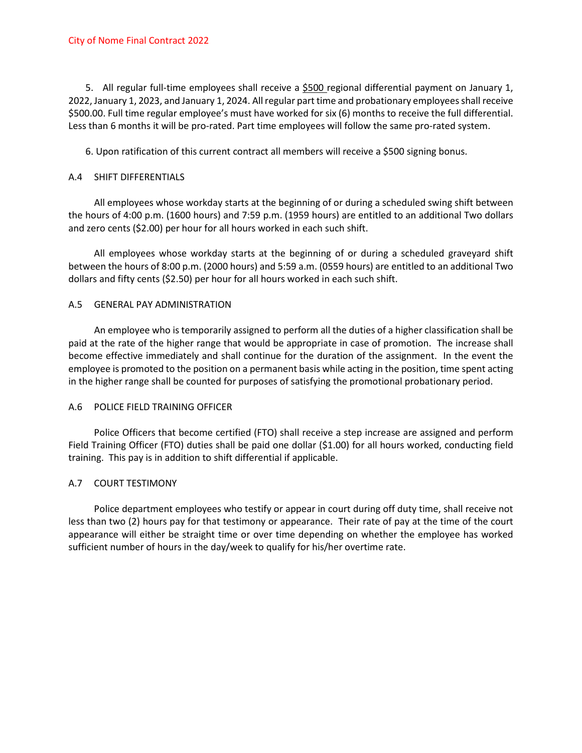5. All regular full-time employees shall receive a $500 regional differential payment on January 1, 2022, January 1, 2023, and January 1, 2024. All regular part time and probationary employees shall receive $500.00. Full time regular employee's must have worked for six (6) months to receive the full differential. Less than 6 months it will be pro-rated. Part time employees will follow the same pro-rated system.

6. Upon ratification of this current contract all members will receive a $500 signing bonus.

## A.4 SHIFT DIFFERENTIALS

All employees whose workday starts at the beginning of or during a scheduled swing shift between the hours of 4:00 p.m. (1600 hours) and 7:59 p.m. (1959 hours) are entitled to an additional Two dollars and zero cents ($2.00) per hour for all hours worked in each such shift.

All employees whose workday starts at the beginning of or during a scheduled graveyard shift between the hours of 8:00 p.m. (2000 hours) and 5:59 a.m. (0559 hours) are entitled to an additional Two dollars and fifty cents ($2.50) per hour for all hours worked in each such shift.

## A.5 GENERAL PAY ADMINISTRATION

An employee who is temporarily assigned to perform all the duties of a higher classification shall be paid at the rate of the higher range that would be appropriate in case of promotion. The increase shall become effective immediately and shall continue for the duration of the assignment. In the event the employee is promoted to the position on a permanent basis while acting in the position, time spent acting in the higher range shall be counted for purposes of satisfying the promotional probationary period.

## A.6 POLICE FIELD TRAINING OFFICER

Police Officers that become certified (FTO) shall receive a step increase are assigned and perform Field Training Officer (FTO) duties shall be paid one dollar ($1.00) for all hours worked, conducting field training. This pay is in addition to shift differential if applicable.

## A.7 COURT TESTIMONY

Police department employees who testify or appear in court during off duty time, shall receive not less than two (2) hours pay for that testimony or appearance. Their rate of pay at the time of the court appearance will either be straight time or over time depending on whether the employee has worked sufficient number of hours in the day/week to qualify for his/her overtime rate.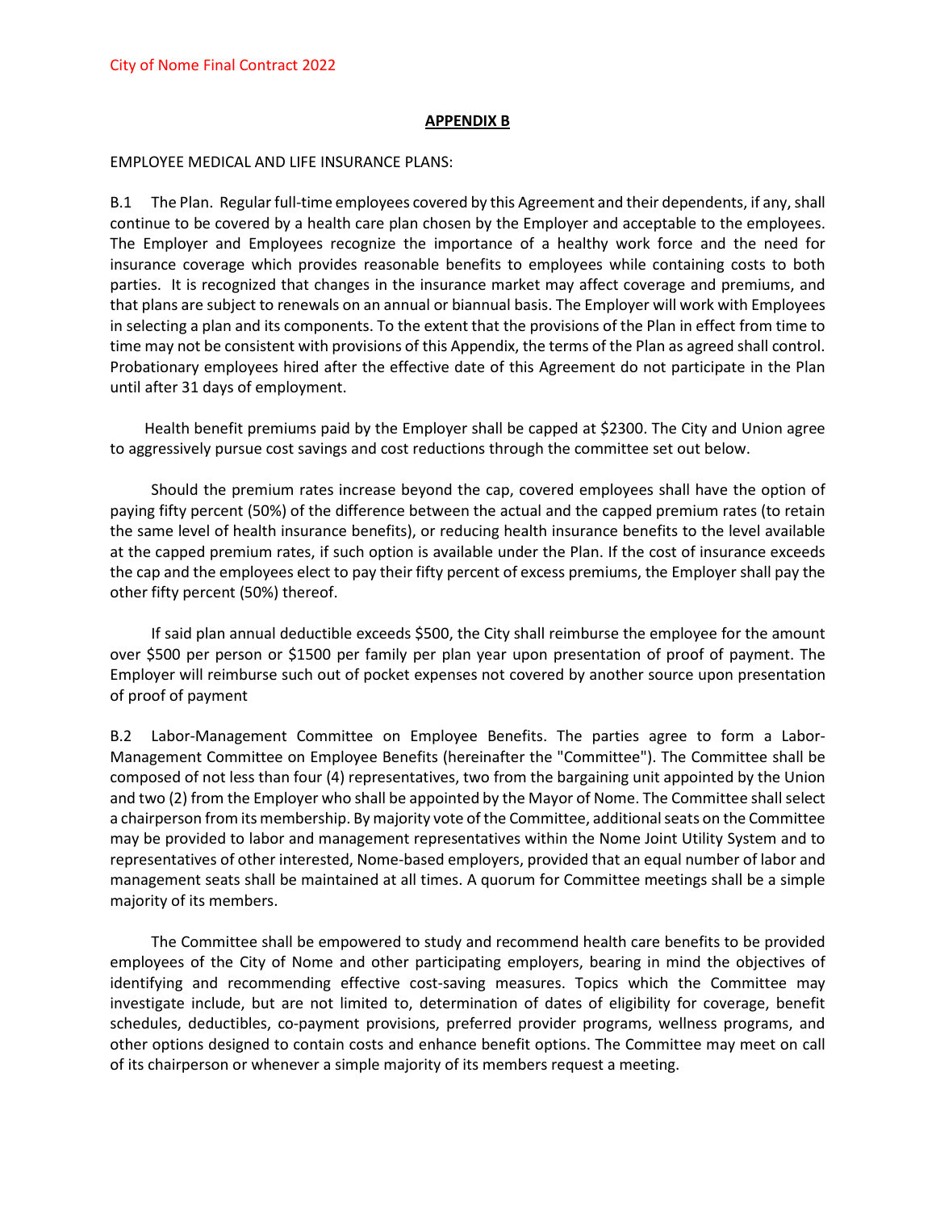## APPENDIX B

EMPLOYEE MEDICAL AND LIFE INSURANCE PLANS:

B.1 The Plan. Regular full-time employees covered by this Agreement and their dependents, if any, shall continue to be covered by a health care plan chosen by the Employer and acceptable to the employees. The Employer and Employees recognize the importance of a healthy work force and the need for insurance coverage which provides reasonable benefits to employees while containing costs to both parties. It is recognized that changes in the insurance market may affect coverage and premiums, and that plans are subject to renewals on an annual or biannual basis. The Employer will work with Employees in selecting a plan and its components. To the extent that the provisions of the Plan in effect from time to time may not be consistent with provisions of this Appendix, the terms of the Plan as agreed shall control. Probationary employees hired after the effective date of this Agreement do not participate in the Plan until after 31 days of employment.

Health benefit premiums paid by the Employer shall be capped at $2300. The City and Union agree to aggressively pursue cost savings and cost reductions through the committee set out below.

Should the premium rates increase beyond the cap, covered employees shall have the option of paying fifty percent (50%) of the difference between the actual and the capped premium rates (to retain the same level of health insurance benefits), or reducing health insurance benefits to the level available at the capped premium rates, if such option is available under the Plan. If the cost of insurance exceeds the cap and the employees elect to pay their fifty percent of excess premiums, the Employer shall pay the other fifty percent (50%) thereof.

If said plan annual deductible exceeds $500, the City shall reimburse the employee for the amount over $500 per person or $1500 per family per plan year upon presentation of proof of payment. The Employer will reimburse such out of pocket expenses not covered by another source upon presentation of proof of payment

B.2 Labor-Management Committee on Employee Benefits. The parties agree to form a Labor-Management Committee on Employee Benefits (hereinafter the "Committee"). The Committee shall be composed of not less than four (4) representatives, two from the bargaining unit appointed by the Union and two (2) from the Employer who shall be appointed by the Mayor of Nome. The Committee shall select a chairperson from its membership. By majority vote of the Committee, additional seats on the Committee may be provided to labor and management representatives within the Nome Joint Utility System and to representatives of other interested, Nome-based employers, provided that an equal number of labor and management seats shall be maintained at all times. A quorum for Committee meetings shall be a simple majority of its members.

The Committee shall be empowered to study and recommend health care benefits to be provided employees of the City of Nome and other participating employers, bearing in mind the objectives of identifying and recommending effective cost-saving measures. Topics which the Committee may investigate include, but are not limited to, determination of dates of eligibility for coverage, benefit schedules, deductibles, co-payment provisions, preferred provider programs, wellness programs, and other options designed to contain costs and enhance benefit options. The Committee may meet on call of its chairperson or whenever a simple majority of its members request a meeting.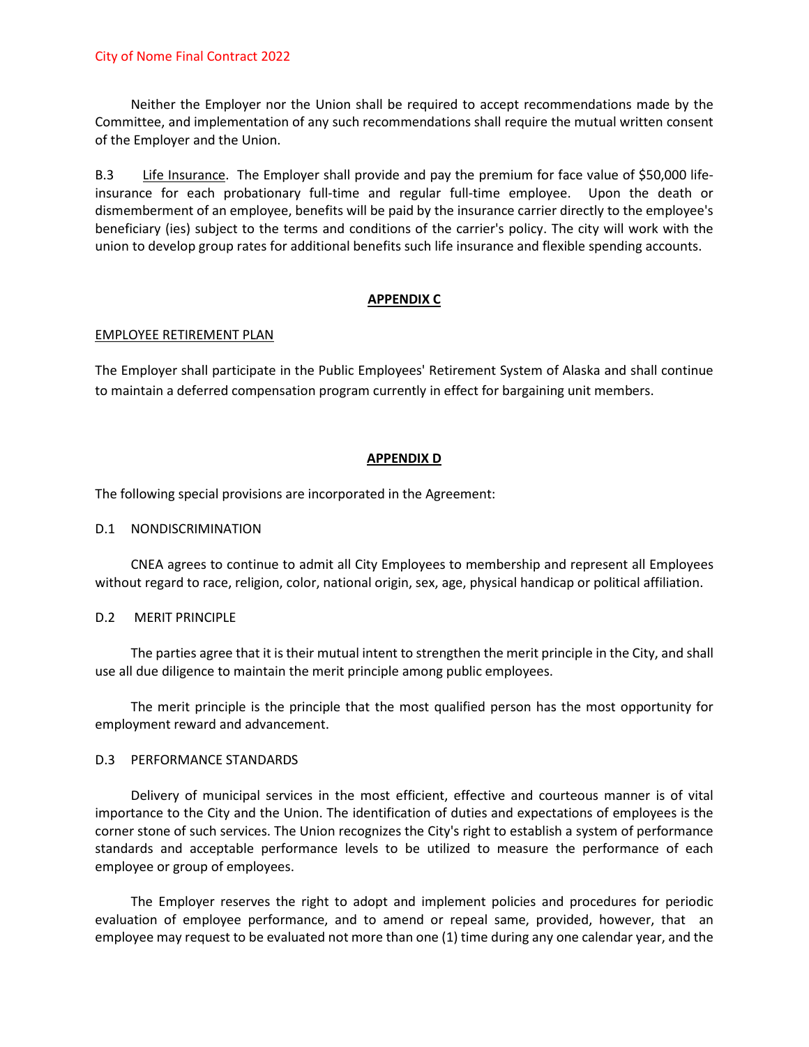Neither the Employer nor the Union shall be required to accept recommendations made by the Committee, and implementation of any such recommendations shall require the mutual written consent of the Employer and the Union.

B.3 Life Insurance. The Employer shall provide and pay the premium for face value of $50,000 life-insurance for each probationary full-time and regular full-time employee. Upon the death or dismemberment of an employee, benefits will be paid by the insurance carrier directly to the employee's beneficiary (ies) subject to the terms and conditions of the carrier's policy. The city will work with the union to develop group rates for additional benefits such life insurance and flexible spending accounts.

## APPENDIX C

EMPLOYEE RETIREMENT PLAN

The Employer shall participate in the Public Employees' Retirement System of Alaska and shall continue to maintain a deferred compensation program currently in effect for bargaining unit members.

## APPENDIX D

The following special provisions are incorporated in the Agreement:

D.1 NONDISCRIMINATION

CNEA agrees to continue to admit all City Employees to membership and represent all Employees without regard to race, religion, color, national origin, sex, age, physical handicap or political affiliation.

D.2 MERIT PRINCIPLE

The parties agree that it is their mutual intent to strengthen the merit principle in the City, and shall use all due diligence to maintain the merit principle among public employees.

The merit principle is the principle that the most qualified person has the most opportunity for employment reward and advancement.

D.3 PERFORMANCE STANDARDS

Delivery of municipal services in the most efficient, effective and courteous manner is of vital importance to the City and the Union. The identification of duties and expectations of employees is the corner stone of such services. The Union recognizes the City's right to establish a system of performance standards and acceptable performance levels to be utilized to measure the performance of each employee or group of employees.

The Employer reserves the right to adopt and implement policies and procedures for periodic evaluation of employee performance, and to amend or repeal same, provided, however, that an employee may request to be evaluated not more than one (1) time during any one calendar year, and the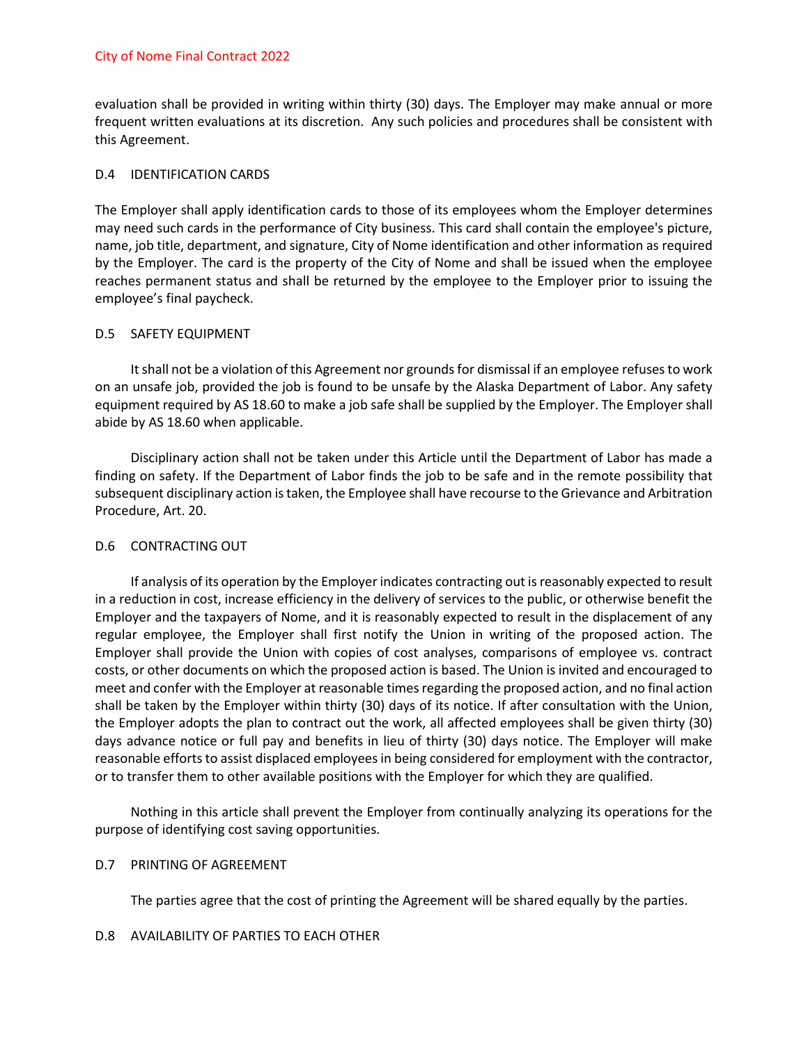evaluation shall be provided in writing within thirty (30) days. The Employer may make annual or more frequent written evaluations at its discretion. Any such policies and procedures shall be consistent with this Agreement.

D.4 IDENTIFICATION CARDS

The Employer shall apply identification cards to those of its employees whom the Employer determines may need such cards in the performance of City business. This card shall contain the employee's picture, name, job title, department, and signature, City of Nome identification and other information as required by the Employer. The card is the property of the City of Nome and shall be issued when the employee reaches permanent status and shall be returned by the employee to the Employer prior to issuing the employee's final paycheck.

D.5 SAFETY EQUIPMENT

It shall not be a violation of this Agreement nor grounds for dismissal if an employee refuses to work on an unsafe job, provided the job is found to be unsafe by the Alaska Department of Labor. Any safety equipment required by AS 18.60 to make a job safe shall be supplied by the Employer. The Employer shall abide by AS 18.60 when applicable.

Disciplinary action shall not be taken under this Article until the Department of Labor has made a finding on safety. If the Department of Labor finds the job to be safe and in the remote possibility that subsequent disciplinary action is taken, the Employee shall have recourse to the Grievance and Arbitration Procedure, Art. 20.

D.6 CONTRACTING OUT

If analysis of its operation by the Employer indicates contracting out is reasonably expected to result in a reduction in cost, increase efficiency in the delivery of services to the public, or otherwise benefit the Employer and the taxpayers of Nome, and it is reasonably expected to result in the displacement of any regular employee, the Employer shall first notify the Union in writing of the proposed action. The Employer shall provide the Union with copies of cost analyses, comparisons of employee vs. contract costs, or other documents on which the proposed action is based. The Union is invited and encouraged to meet and confer with the Employer at reasonable times regarding the proposed action, and no final action shall be taken by the Employer within thirty (30) days of its notice. If after consultation with the Union, the Employer adopts the plan to contract out the work, all affected employees shall be given thirty (30) days advance notice or full pay and benefits in lieu of thirty (30) days notice. The Employer will make reasonable efforts to assist displaced employees in being considered for employment with the contractor, or to transfer them to other available positions with the Employer for which they are qualified.

Nothing in this article shall prevent the Employer from continually analyzing its operations for the purpose of identifying cost saving opportunities.

D.7 PRINTING OF AGREEMENT

The parties agree that the cost of printing the Agreement will be shared equally by the parties.

D.8 AVAILABILITY OF PARTIES TO EACH OTHER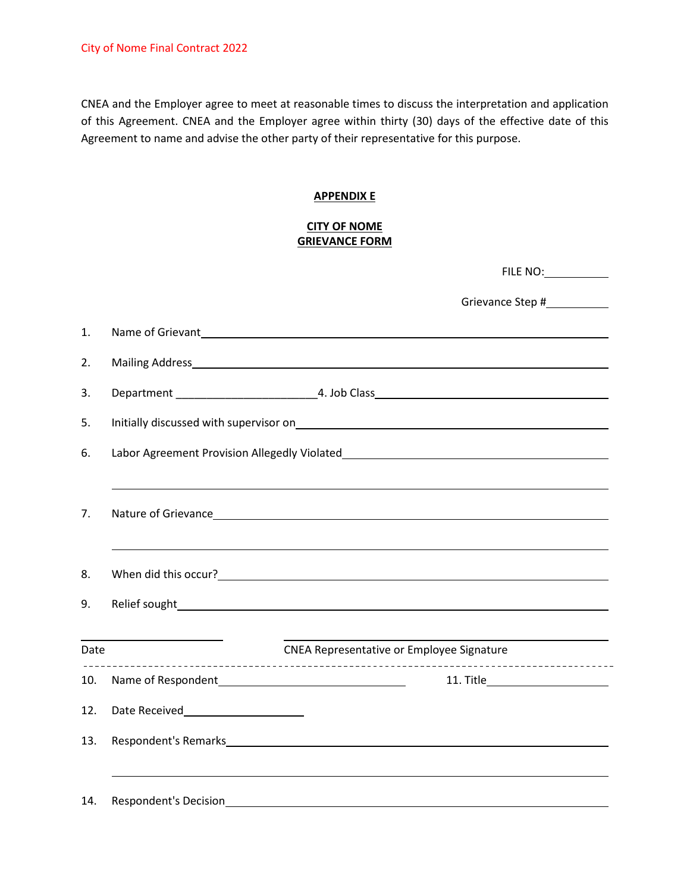CNEA and the Employer agree to meet at reasonable times to discuss the interpretation and application of this Agreement. CNEA and the Employer agree within thirty (30) days of the effective date of this Agreement to name and advise the other party of their representative for this purpose.

## APPENDIX E

## CITY OF NOME
## GRIEVANCE FORM

FILE NO:\_\_\_\_\_\_\_\_\_\_

Grievance Step #\_\_\_\_\_\_\_\_\_\_

1. Name of Grievant\_\_\_\_\_\_\_\_\_\_\_\_\_\_\_\_\_\_\_\_\_\_\_\_\_\_\_\_\_\_\_\_\_\_\_\_\_\_\_\_

2. Mailing Address\_\_\_\_\_\_\_\_\_\_\_\_\_\_\_\_\_\_\_\_\_\_\_\_\_\_\_\_\_\_\_\_\_\_\_\_\_\_\_\_

3. Department \_\_\_\_\_\_\_\_\_\_\_\_\_\_\_\_\_\_\_\_\_\_\_\_ 4. Job Class\_\_\_\_\_\_\_\_\_\_\_\_\_\_\_\_\_\_\_\_

5. Initially discussed with supervisor on\_\_\_\_\_\_\_\_\_\_\_\_\_\_\_\_\_\_\_\_\_\_\_\_\_\_\_\_\_\_

6. Labor Agreement Provision Allegedly Violated\_\_\_\_\_\_\_\_\_\_\_\_\_\_\_\_\_\_\_\_\_\_\_\_

\_\_\_\_\_\_\_\_\_\_\_\_\_\_\_\_\_\_\_\_\_\_\_\_\_\_\_\_\_\_\_\_\_\_\_\_\_\_\_\_\_\_\_\_\_\_\_\_\_\_\_\_\_\_\_\_\_\_

7. Nature of Grievance\_\_\_\_\_\_\_\_\_\_\_\_\_\_\_\_\_\_\_\_\_\_\_\_\_\_\_\_\_\_\_\_\_\_\_\_\_\_\_\_\_

\_\_\_\_\_\_\_\_\_\_\_\_\_\_\_\_\_\_\_\_\_\_\_\_\_\_\_\_\_\_\_\_\_\_\_\_\_\_\_\_\_\_\_\_\_\_\_\_\_\_\_\_\_\_\_\_\_\_

8. When did this occur?\_\_\_\_\_\_\_\_\_\_\_\_\_\_\_\_\_\_\_\_\_\_\_\_\_\_\_\_\_\_\_\_\_\_\_\_\_\_\_

9. Relief sought\_\_\_\_\_\_\_\_\_\_\_\_\_\_\_\_\_\_\_\_\_\_\_\_\_\_\_\_\_\_\_\_\_\_\_\_\_\_\_\_\_\_\_\_

\_\_\_\_\_\_\_\_\_\_\_\_\_\_\_\_\_\_ \_\_\_\_\_\_\_\_\_\_\_\_\_\_\_\_\_\_\_\_\_\_\_\_\_\_\_\_\_\_\_\_\_\_\_\_\_\_\_\_
Date CNEA Representative or Employee Signature

- - - - - - - - - - - - - - - - - - - - - - - - - - - - - - - - - - - - - - - - - - - - - - - -

10. Name of Respondent\_\_\_\_\_\_\_\_\_\_\_\_\_\_\_\_\_\_\_\_\_\_\_\_\_\_ 11. Title\_\_\_\_\_\_\_\_\_\_\_\_\_\_\_\_

12. Date Received\_\_\_\_\_\_\_\_\_\_\_\_\_\_\_\_

13. Respondent's Remarks\_\_\_\_\_\_\_\_\_\_\_\_\_\_\_\_\_\_\_\_\_\_\_\_\_\_\_\_\_\_\_\_\_\_\_\_\_\_\_

\_\_\_\_\_\_\_\_\_\_\_\_\_\_\_\_\_\_\_\_\_\_\_\_\_\_\_\_\_\_\_\_\_\_\_\_\_\_\_\_\_\_\_\_\_\_\_\_\_\_\_\_\_\_\_\_\_\_

14. Respondent's Decision\_\_\_\_\_\_\_\_\_\_\_\_\_\_\_\_\_\_\_\_\_\_\_\_\_\_\_\_\_\_\_\_\_\_\_\_\_\_\_\_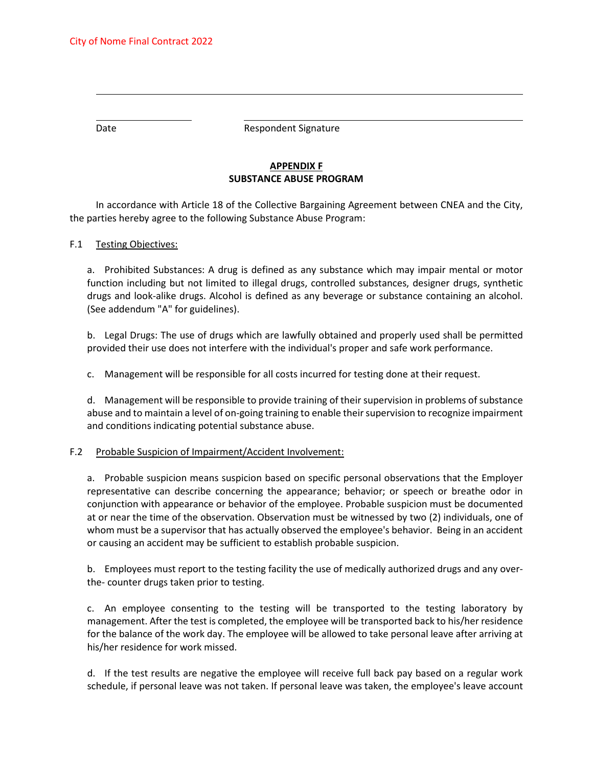Date Respondent Signature

## APPENDIX F
## SUBSTANCE ABUSE PROGRAM

In accordance with Article 18 of the Collective Bargaining Agreement between CNEA and the City, the parties hereby agree to the following Substance Abuse Program:

F.1 Testing Objectives:

a. Prohibited Substances: A drug is defined as any substance which may impair mental or motor function including but not limited to illegal drugs, controlled substances, designer drugs, synthetic drugs and look-alike drugs. Alcohol is defined as any beverage or substance containing an alcohol. (See addendum "A" for guidelines).

b. Legal Drugs: The use of drugs which are lawfully obtained and properly used shall be permitted provided their use does not interfere with the individual's proper and safe work performance.

c. Management will be responsible for all costs incurred for testing done at their request.

d. Management will be responsible to provide training of their supervision in problems of substance abuse and to maintain a level of on-going training to enable their supervision to recognize impairment and conditions indicating potential substance abuse.

F.2 Probable Suspicion of Impairment/Accident Involvement:

a. Probable suspicion means suspicion based on specific personal observations that the Employer representative can describe concerning the appearance; behavior; or speech or breathe odor in conjunction with appearance or behavior of the employee. Probable suspicion must be documented at or near the time of the observation. Observation must be witnessed by two (2) individuals, one of whom must be a supervisor that has actually observed the employee's behavior. Being in an accident or causing an accident may be sufficient to establish probable suspicion.

b. Employees must report to the testing facility the use of medically authorized drugs and any over-the- counter drugs taken prior to testing.

c. An employee consenting to the testing will be transported to the testing laboratory by management. After the test is completed, the employee will be transported back to his/her residence for the balance of the work day. The employee will be allowed to take personal leave after arriving at his/her residence for work missed.

d. If the test results are negative the employee will receive full back pay based on a regular work schedule, if personal leave was not taken. If personal leave was taken, the employee's leave account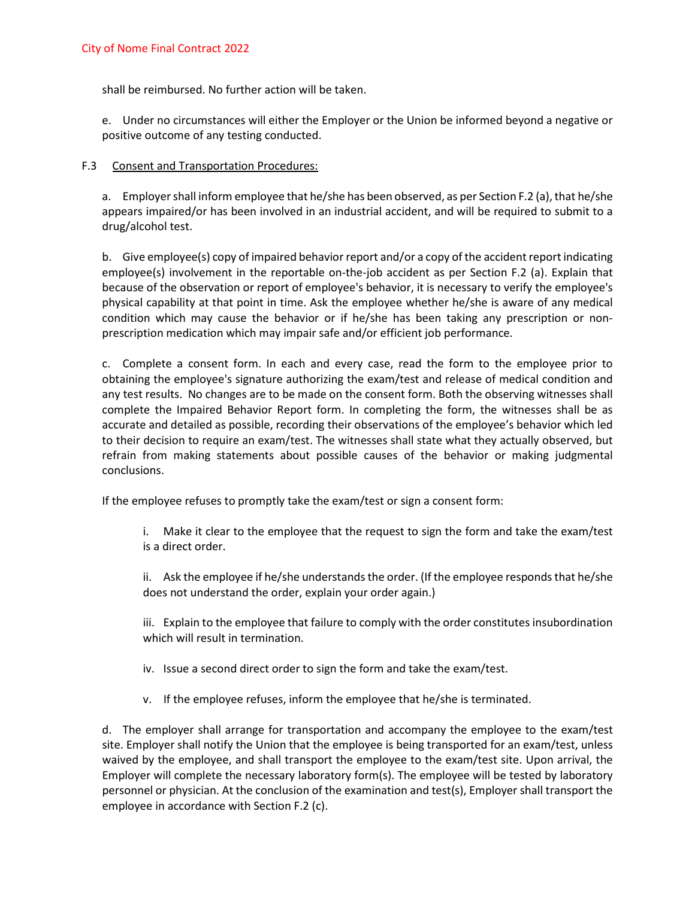shall be reimbursed. No further action will be taken.

e. Under no circumstances will either the Employer or the Union be informed beyond a negative or positive outcome of any testing conducted.

F.3 <u>Consent and Transportation Procedures:</u>

a. Employer shall inform employee that he/she has been observed, as per Section F.2 (a), that he/she appears impaired/or has been involved in an industrial accident, and will be required to submit to a drug/alcohol test.

b. Give employee(s) copy of impaired behavior report and/or a copy of the accident report indicating employee(s) involvement in the reportable on-the-job accident as per Section F.2 (a). Explain that because of the observation or report of employee's behavior, it is necessary to verify the employee's physical capability at that point in time. Ask the employee whether he/she is aware of any medical condition which may cause the behavior or if he/she has been taking any prescription or non-prescription medication which may impair safe and/or efficient job performance.

c. Complete a consent form. In each and every case, read the form to the employee prior to obtaining the employee's signature authorizing the exam/test and release of medical condition and any test results. No changes are to be made on the consent form. Both the observing witnesses shall complete the Impaired Behavior Report form. In completing the form, the witnesses shall be as accurate and detailed as possible, recording their observations of the employee's behavior which led to their decision to require an exam/test. The witnesses shall state what they actually observed, but refrain from making statements about possible causes of the behavior or making judgmental conclusions.

If the employee refuses to promptly take the exam/test or sign a consent form:

i. Make it clear to the employee that the request to sign the form and take the exam/test is a direct order.

ii. Ask the employee if he/she understands the order. (If the employee responds that he/she does not understand the order, explain your order again.)

iii. Explain to the employee that failure to comply with the order constitutes insubordination which will result in termination.

iv. Issue a second direct order to sign the form and take the exam/test.

v. If the employee refuses, inform the employee that he/she is terminated.

d. The employer shall arrange for transportation and accompany the employee to the exam/test site. Employer shall notify the Union that the employee is being transported for an exam/test, unless waived by the employee, and shall transport the employee to the exam/test site. Upon arrival, the Employer will complete the necessary laboratory form(s). The employee will be tested by laboratory personnel or physician. At the conclusion of the examination and test(s), Employer shall transport the employee in accordance with Section F.2 (c).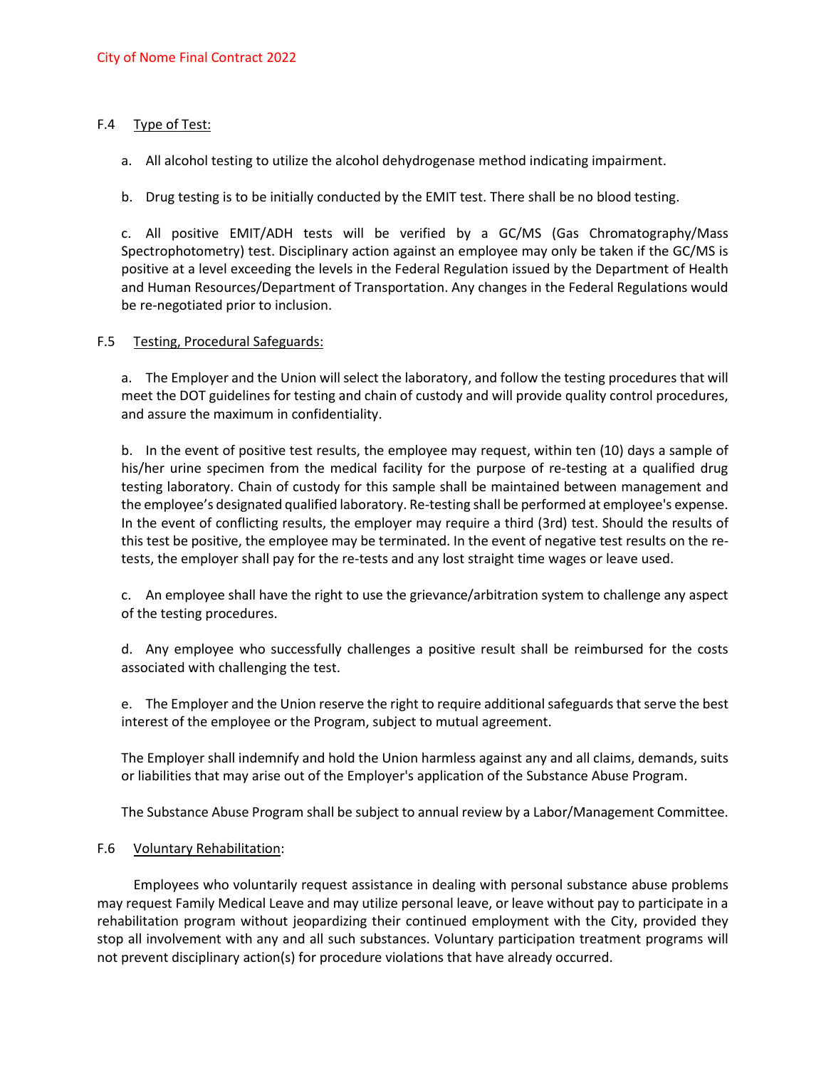F.4 Type of Test:

a. All alcohol testing to utilize the alcohol dehydrogenase method indicating impairment.

b. Drug testing is to be initially conducted by the EMIT test. There shall be no blood testing.

c. All positive EMIT/ADH tests will be verified by a GC/MS (Gas Chromatography/Mass Spectrophotometry) test. Disciplinary action against an employee may only be taken if the GC/MS is positive at a level exceeding the levels in the Federal Regulation issued by the Department of Health and Human Resources/Department of Transportation. Any changes in the Federal Regulations would be re-negotiated prior to inclusion.

F.5 Testing, Procedural Safeguards:

a. The Employer and the Union will select the laboratory, and follow the testing procedures that will meet the DOT guidelines for testing and chain of custody and will provide quality control procedures, and assure the maximum in confidentiality.

b. In the event of positive test results, the employee may request, within ten (10) days a sample of his/her urine specimen from the medical facility for the purpose of re-testing at a qualified drug testing laboratory. Chain of custody for this sample shall be maintained between management and the employee's designated qualified laboratory. Re-testing shall be performed at employee's expense. In the event of conflicting results, the employer may require a third (3rd) test. Should the results of this test be positive, the employee may be terminated. In the event of negative test results on the re-tests, the employer shall pay for the re-tests and any lost straight time wages or leave used.

c. An employee shall have the right to use the grievance/arbitration system to challenge any aspect of the testing procedures.

d. Any employee who successfully challenges a positive result shall be reimbursed for the costs associated with challenging the test.

e. The Employer and the Union reserve the right to require additional safeguards that serve the best interest of the employee or the Program, subject to mutual agreement.

The Employer shall indemnify and hold the Union harmless against any and all claims, demands, suits or liabilities that may arise out of the Employer's application of the Substance Abuse Program.

The Substance Abuse Program shall be subject to annual review by a Labor/Management Committee.

F.6 Voluntary Rehabilitation:

Employees who voluntarily request assistance in dealing with personal substance abuse problems may request Family Medical Leave and may utilize personal leave, or leave without pay to participate in a rehabilitation program without jeopardizing their continued employment with the City, provided they stop all involvement with any and all such substances. Voluntary participation treatment programs will not prevent disciplinary action(s) for procedure violations that have already occurred.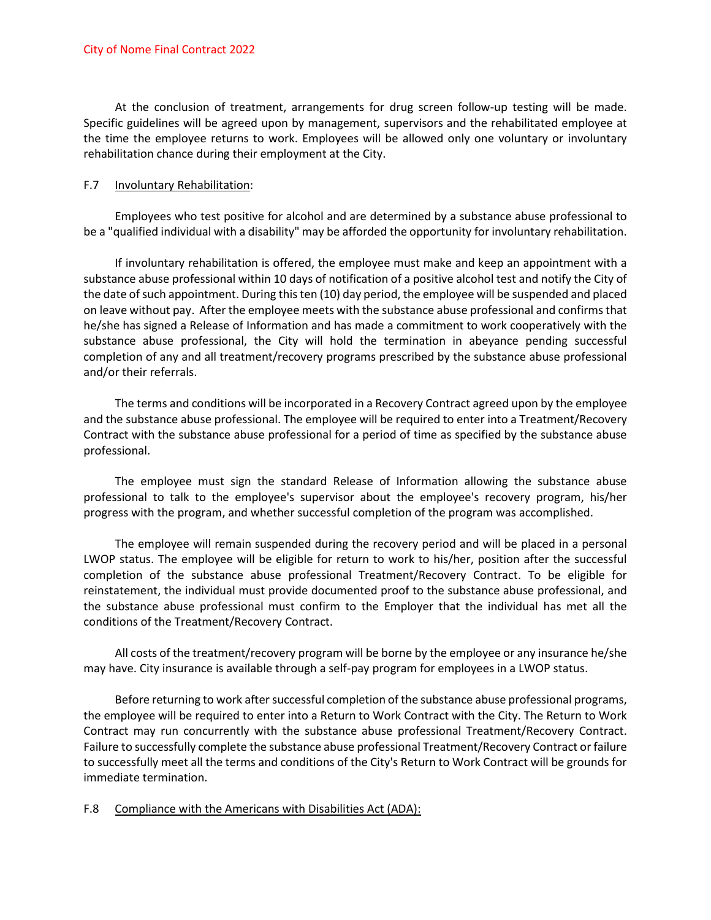At the conclusion of treatment, arrangements for drug screen follow-up testing will be made. Specific guidelines will be agreed upon by management, supervisors and the rehabilitated employee at the time the employee returns to work. Employees will be allowed only one voluntary or involuntary rehabilitation chance during their employment at the City.

F.7 Involuntary Rehabilitation:

Employees who test positive for alcohol and are determined by a substance abuse professional to be a "qualified individual with a disability" may be afforded the opportunity for involuntary rehabilitation.

If involuntary rehabilitation is offered, the employee must make and keep an appointment with a substance abuse professional within 10 days of notification of a positive alcohol test and notify the City of the date of such appointment. During this ten (10) day period, the employee will be suspended and placed on leave without pay. After the employee meets with the substance abuse professional and confirms that he/she has signed a Release of Information and has made a commitment to work cooperatively with the substance abuse professional, the City will hold the termination in abeyance pending successful completion of any and all treatment/recovery programs prescribed by the substance abuse professional and/or their referrals.

The terms and conditions will be incorporated in a Recovery Contract agreed upon by the employee and the substance abuse professional. The employee will be required to enter into a Treatment/Recovery Contract with the substance abuse professional for a period of time as specified by the substance abuse professional.

The employee must sign the standard Release of Information allowing the substance abuse professional to talk to the employee's supervisor about the employee's recovery program, his/her progress with the program, and whether successful completion of the program was accomplished.

The employee will remain suspended during the recovery period and will be placed in a personal LWOP status. The employee will be eligible for return to work to his/her, position after the successful completion of the substance abuse professional Treatment/Recovery Contract. To be eligible for reinstatement, the individual must provide documented proof to the substance abuse professional, and the substance abuse professional must confirm to the Employer that the individual has met all the conditions of the Treatment/Recovery Contract.

All costs of the treatment/recovery program will be borne by the employee or any insurance he/she may have. City insurance is available through a self-pay program for employees in a LWOP status.

Before returning to work after successful completion of the substance abuse professional programs, the employee will be required to enter into a Return to Work Contract with the City. The Return to Work Contract may run concurrently with the substance abuse professional Treatment/Recovery Contract. Failure to successfully complete the substance abuse professional Treatment/Recovery Contract or failure to successfully meet all the terms and conditions of the City's Return to Work Contract will be grounds for immediate termination.

F.8 Compliance with the Americans with Disabilities Act (ADA):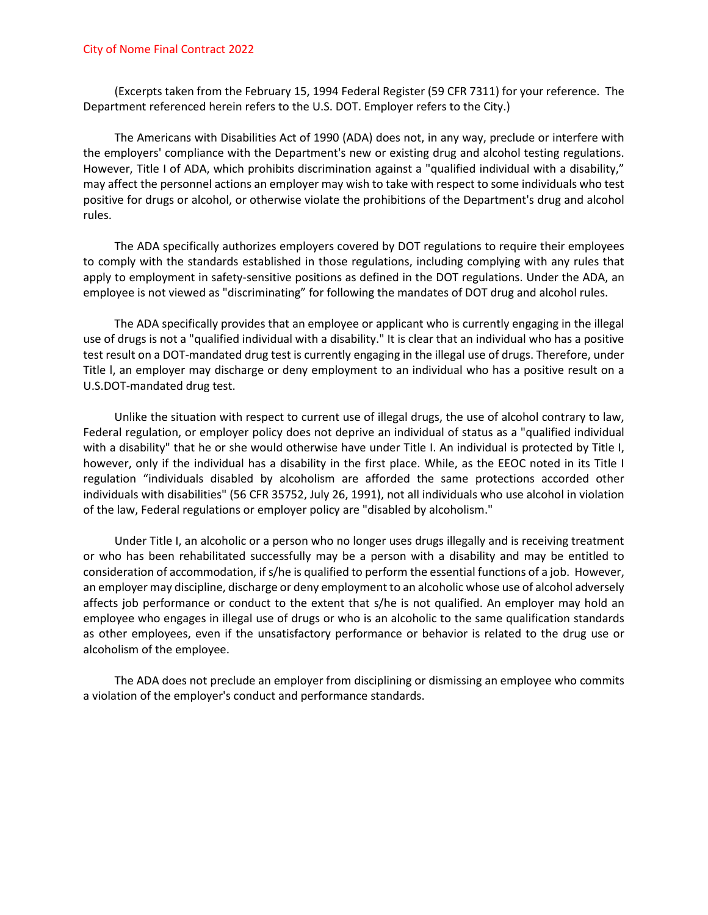(Excerpts taken from the February 15, 1994 Federal Register (59 CFR 7311) for your reference. The Department referenced herein refers to the U.S. DOT. Employer refers to the City.)

The Americans with Disabilities Act of 1990 (ADA) does not, in any way, preclude or interfere with the employers' compliance with the Department's new or existing drug and alcohol testing regulations. However, Title I of ADA, which prohibits discrimination against a "qualified individual with a disability," may affect the personnel actions an employer may wish to take with respect to some individuals who test positive for drugs or alcohol, or otherwise violate the prohibitions of the Department's drug and alcohol rules.

The ADA specifically authorizes employers covered by DOT regulations to require their employees to comply with the standards established in those regulations, including complying with any rules that apply to employment in safety-sensitive positions as defined in the DOT regulations. Under the ADA, an employee is not viewed as "discriminating" for following the mandates of DOT drug and alcohol rules.

The ADA specifically provides that an employee or applicant who is currently engaging in the illegal use of drugs is not a "qualified individual with a disability." It is clear that an individual who has a positive test result on a DOT-mandated drug test is currently engaging in the illegal use of drugs. Therefore, under Title l, an employer may discharge or deny employment to an individual who has a positive result on a U.S.DOT-mandated drug test.

Unlike the situation with respect to current use of illegal drugs, the use of alcohol contrary to law, Federal regulation, or employer policy does not deprive an individual of status as a "qualified individual with a disability" that he or she would otherwise have under Title I. An individual is protected by Title I, however, only if the individual has a disability in the first place. While, as the EEOC noted in its Title I regulation "individuals disabled by alcoholism are afforded the same protections accorded other individuals with disabilities" (56 CFR 35752, July 26, 1991), not all individuals who use alcohol in violation of the law, Federal regulations or employer policy are "disabled by alcoholism."

Under Title I, an alcoholic or a person who no longer uses drugs illegally and is receiving treatment or who has been rehabilitated successfully may be a person with a disability and may be entitled to consideration of accommodation, if s/he is qualified to perform the essential functions of a job. However, an employer may discipline, discharge or deny employment to an alcoholic whose use of alcohol adversely affects job performance or conduct to the extent that s/he is not qualified. An employer may hold an employee who engages in illegal use of drugs or who is an alcoholic to the same qualification standards as other employees, even if the unsatisfactory performance or behavior is related to the drug use or alcoholism of the employee.

The ADA does not preclude an employer from disciplining or dismissing an employee who commits a violation of the employer's conduct and performance standards.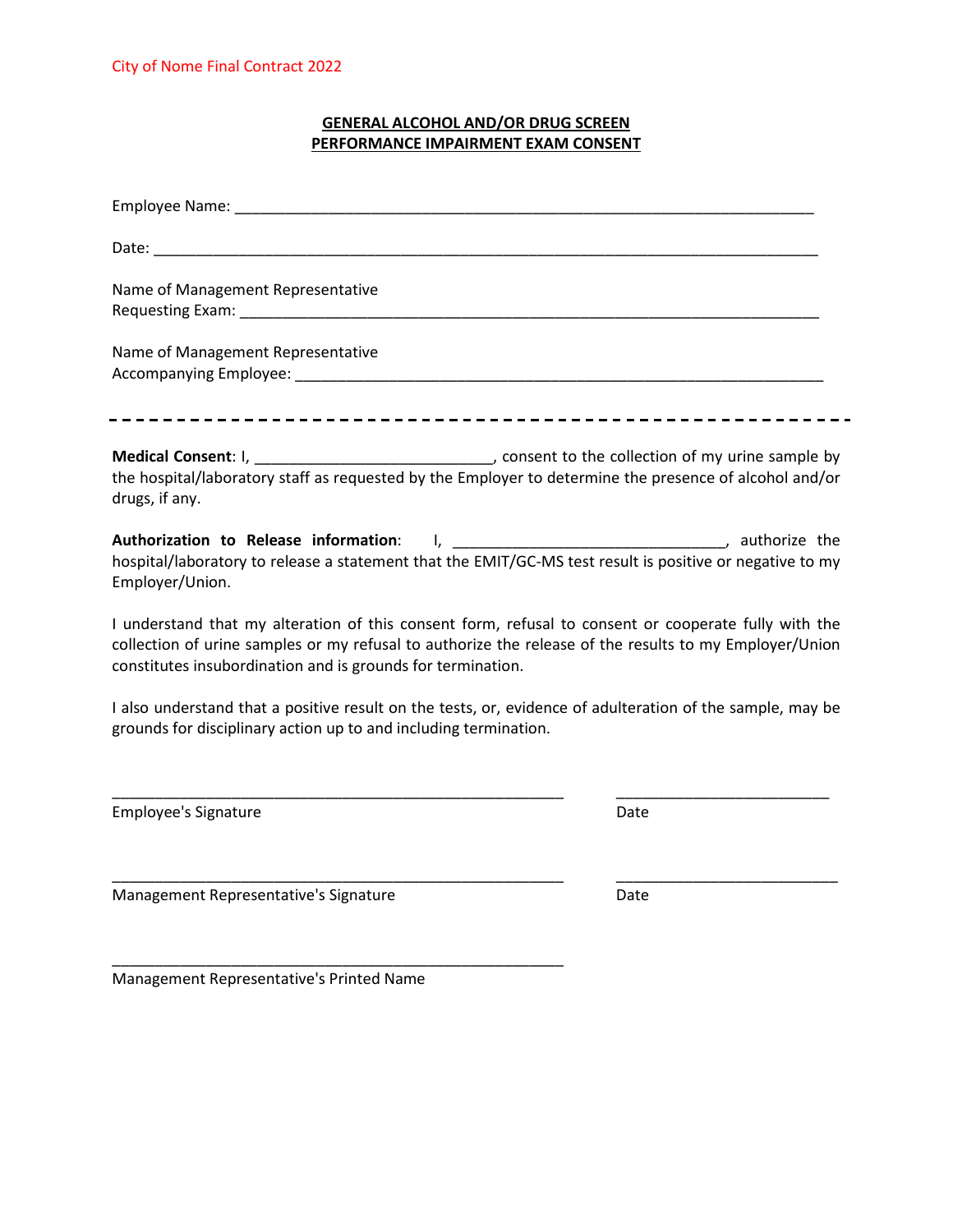City of Nome Final Contract 2022

**GENERAL ALCOHOL AND/OR DRUG SCREEN**
**PERFORMANCE IMPAIRMENT EXAM CONSENT**

Employee Name: ______________________________________________________________

Date: ____________________________________________________________________

Name of Management Representative
Requesting Exam: ___________________________________________________________

Name of Management Representative
Accompanying Employee: _____________________________________________________

---

**Medical Consent**: I, ___________________________, consent to the collection of my urine sample by the hospital/laboratory staff as requested by the Employer to determine the presence of alcohol and/or drugs, if any.

**Authorization to Release information**: I, _______________________________, authorize the hospital/laboratory to release a statement that the EMIT/GC-MS test result is positive or negative to my Employer/Union.

I understand that my alteration of this consent form, refusal to consent or cooperate fully with the collection of urine samples or my refusal to authorize the release of the results to my Employer/Union constitutes insubordination and is grounds for termination.

I also understand that a positive result on the tests, or, evidence of adulteration of the sample, may be grounds for disciplinary action up to and including termination.

_____________________________________________________ &nbsp;&nbsp;&nbsp; _________________________
Employee's Signature &nbsp;&nbsp;&nbsp; Date

_____________________________________________________ &nbsp;&nbsp;&nbsp; _________________________
Management Representative's Signature &nbsp;&nbsp;&nbsp; Date

_____________________________________________________
Management Representative's Printed Name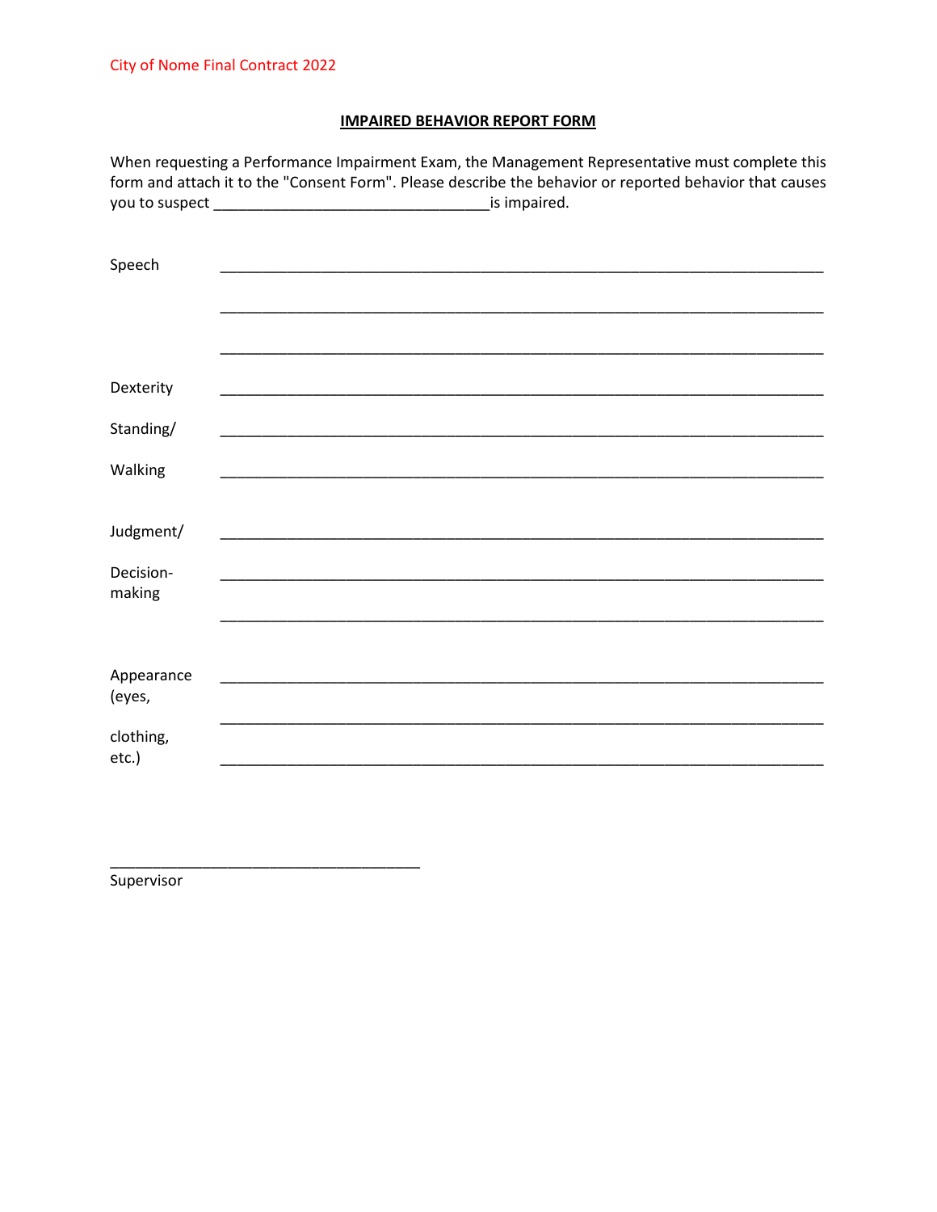## IMPAIRED BEHAVIOR REPORT FORM

When requesting a Performance Impairment Exam, the Management Representative must complete this form and attach it to the "Consent Form". Please describe the behavior or reported behavior that causes you to suspect ________________________________is impaired.

Speech ______________________________________________________________________

______________________________________________________________________

______________________________________________________________________

Dexterity ______________________________________________________________________

Standing/ ______________________________________________________________________

Walking ______________________________________________________________________

Judgment/ ______________________________________________________________________

Decision-making ______________________________________________________________________

______________________________________________________________________

Appearance (eyes, ______________________________________________________________________

______________________________________________________________________

clothing, etc.) ______________________________________________________________________

____________________________________

Supervisor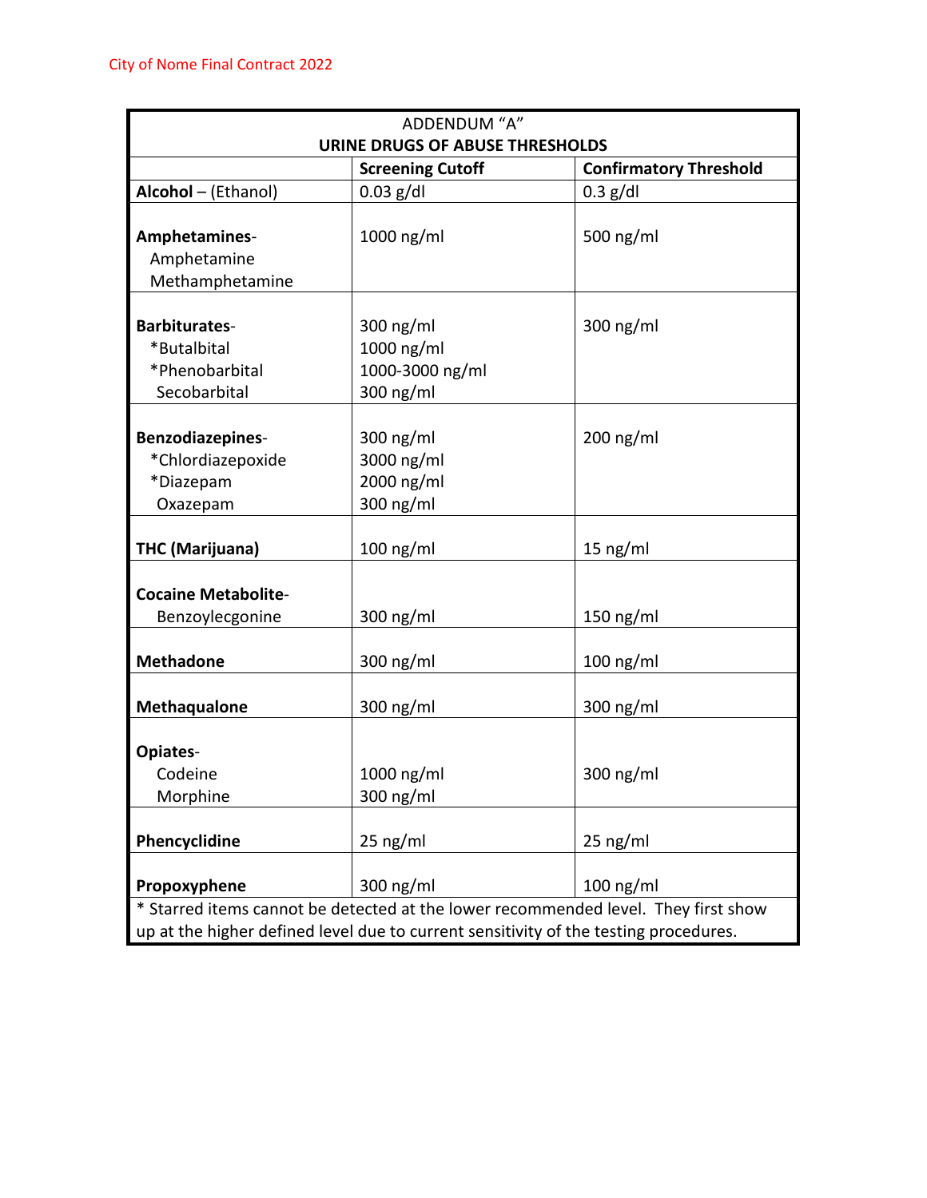## ADDENDUM "A"

## URINE DRUGS OF ABUSE THRESHOLDS

| | Screening Cutoff | Confirmatory Threshold |
|---|---|---|
| **Alcohol** – (Ethanol) | 0.03 g/dl | 0.3 g/dl |
| **Amphetamines**- Amphetamine Methamphetamine | 1000 ng/ml | 500 ng/ml |
| **Barbiturates**- | 300 ng/ml | 300 ng/ml |
| *Butalbital | 1000 ng/ml | |
| *Phenobarbital | 1000-3000 ng/ml | |
| Secobarbital | 300 ng/ml | |
| **Benzodiazepines**- | 300 ng/ml | 200 ng/ml |
| *Chlordiazepoxide | 3000 ng/ml | |
| *Diazepam | 2000 ng/ml | |
| Oxazepam | 300 ng/ml | |
| **THC (Marijuana)** | 100 ng/ml | 15 ng/ml |
| **Cocaine Metabolite**- Benzoylecgonine | 300 ng/ml | 150 ng/ml |
| **Methadone** | 300 ng/ml | 100 ng/ml |
| **Methaqualone** | 300 ng/ml | 300 ng/ml |
| **Opiates**- | | |
| Codeine | 1000 ng/ml | 300 ng/ml |
| Morphine | 300 ng/ml | |
| **Phencyclidine** | 25 ng/ml | 25 ng/ml |
| **Propoxyphene** | 300 ng/ml | 100 ng/ml |

* Starred items cannot be detected at the lower recommended level. They first show up at the higher defined level due to current sensitivity of the testing procedures.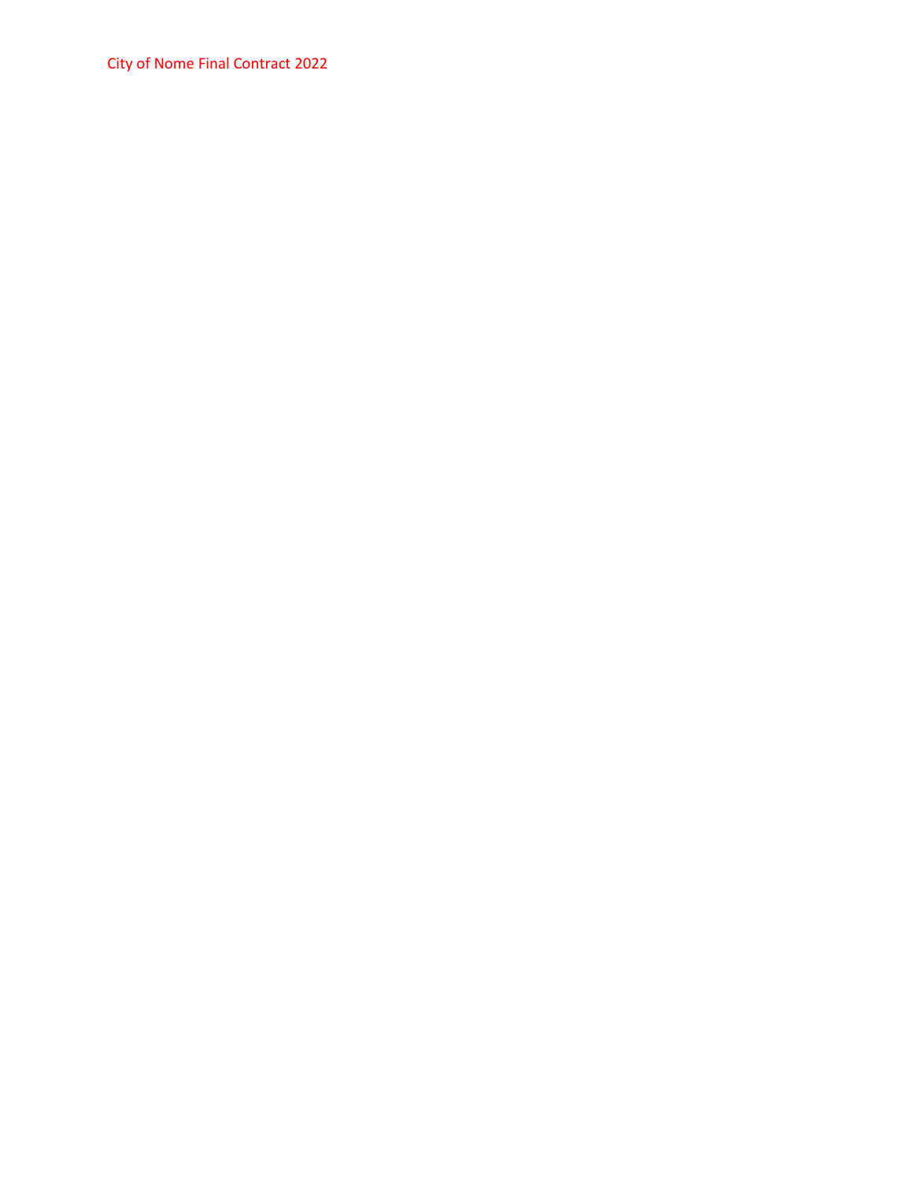City of Nome Final Contract 2022